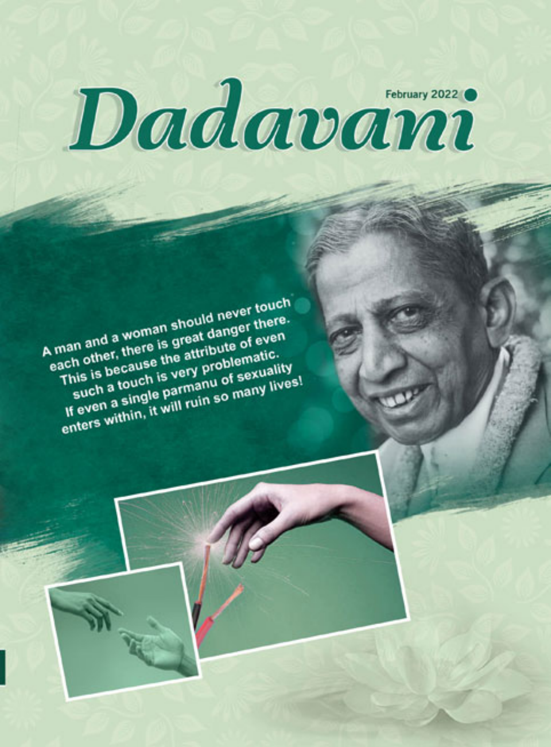# Dadavani

February 2022

A man and a woman should never touch each other, there is great danger there. This is because the attribute of even such a touch is very problematic. If even a single parmanu of sexuality enters within, it will ruin so many lives!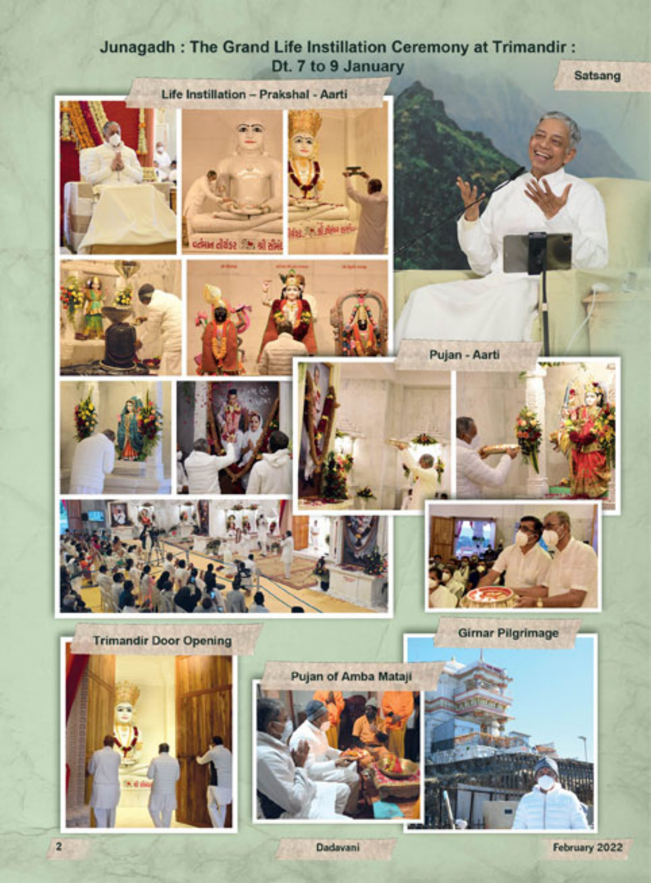# Junagadh : The Grand Life Instillation Ceremony at Trimandir : Dt. 7 to 9 January

Satsang

Life Instillation – Prakshal - Aarti

Pujan - Aarti

Trimandir Door Opening

Pujan of Amba Mataji

Girnar Pilgrimage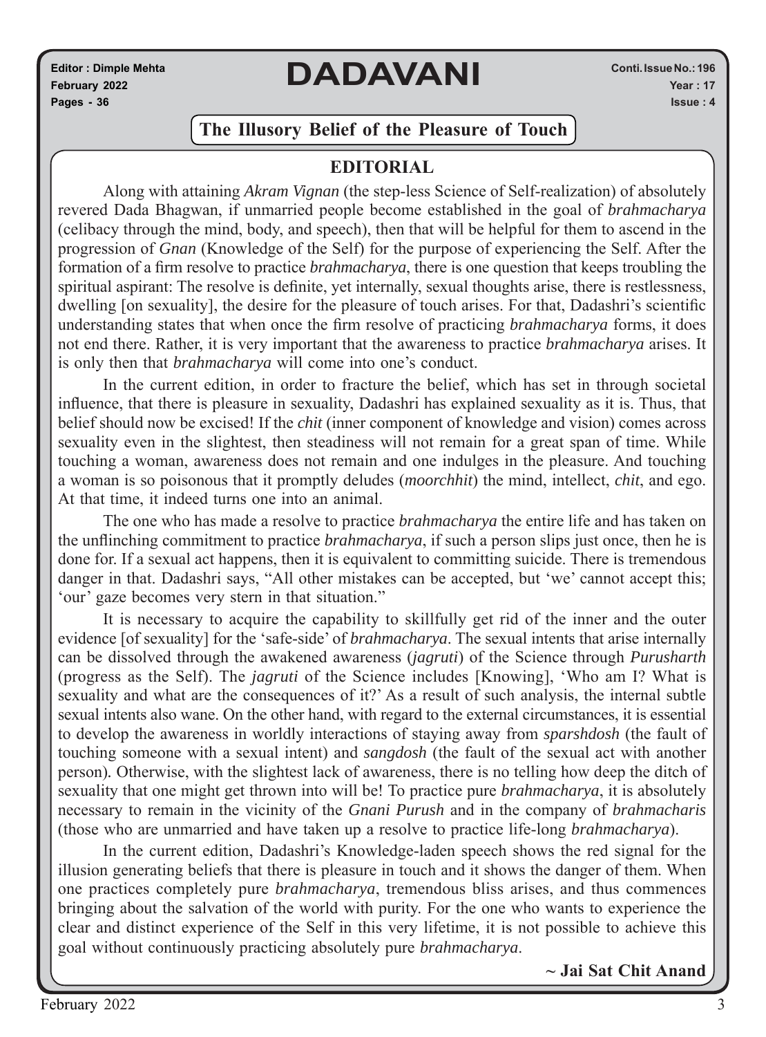Editor : Dimple Mehta
February 2022
Pages - 36

# DADAVANI

Conti. Issue No.: 196
Year : 17
Issue : 4

## The Illusory Belief of the Pleasure of Touch

### EDITORIAL

Along with attaining *Akram Vignan* (the step-less Science of Self-realization) of absolutely revered Dada Bhagwan, if unmarried people become established in the goal of *brahmacharya* (celibacy through the mind, body, and speech), then that will be helpful for them to ascend in the progression of *Gnan* (Knowledge of the Self) for the purpose of experiencing the Self. After the formation of a firm resolve to practice *brahmacharya*, there is one question that keeps troubling the spiritual aspirant: The resolve is definite, yet internally, sexual thoughts arise, there is restlessness, dwelling [on sexuality], the desire for the pleasure of touch arises. For that, Dadashri's scientific understanding states that when once the firm resolve of practicing *brahmacharya* forms, it does not end there. Rather, it is very important that the awareness to practice *brahmacharya* arises. It is only then that *brahmacharya* will come into one's conduct.

In the current edition, in order to fracture the belief, which has set in through societal influence, that there is pleasure in sexuality, Dadashri has explained sexuality as it is. Thus, that belief should now be excised! If the *chit* (inner component of knowledge and vision) comes across sexuality even in the slightest, then steadiness will not remain for a great span of time. While touching a woman, awareness does not remain and one indulges in the pleasure. And touching a woman is so poisonous that it promptly deludes (*moorchhit*) the mind, intellect, *chit*, and ego. At that time, it indeed turns one into an animal.

The one who has made a resolve to practice *brahmacharya* the entire life and has taken on the unflinching commitment to practice *brahmacharya*, if such a person slips just once, then he is done for. If a sexual act happens, then it is equivalent to committing suicide. There is tremendous danger in that. Dadashri says, "All other mistakes can be accepted, but 'we' cannot accept this; 'our' gaze becomes very stern in that situation."

It is necessary to acquire the capability to skillfully get rid of the inner and the outer evidence [of sexuality] for the 'safe-side' of *brahmacharya*. The sexual intents that arise internally can be dissolved through the awakened awareness (*jagruti*) of the Science through *Purusharth* (progress as the Self). The *jagruti* of the Science includes [Knowing], 'Who am I? What is sexuality and what are the consequences of it?' As a result of such analysis, the internal subtle sexual intents also wane. On the other hand, with regard to the external circumstances, it is essential to develop the awareness in worldly interactions of staying away from *sparshdosh* (the fault of touching someone with a sexual intent) and *sangdosh* (the fault of the sexual act with another person). Otherwise, with the slightest lack of awareness, there is no telling how deep the ditch of sexuality that one might get thrown into will be! To practice pure *brahmacharya*, it is absolutely necessary to remain in the vicinity of the *Gnani Purush* and in the company of *brahmacharis* (those who are unmarried and have taken up a resolve to practice life-long *brahmacharya*).

In the current edition, Dadashri's Knowledge-laden speech shows the red signal for the illusion generating beliefs that there is pleasure in touch and it shows the danger of them. When one practices completely pure *brahmacharya*, tremendous bliss arises, and thus commences bringing about the salvation of the world with purity. For the one who wants to experience the clear and distinct experience of the Self in this very lifetime, it is not possible to achieve this goal without continuously practicing absolutely pure *brahmacharya*.

**~ Jai Sat Chit Anand**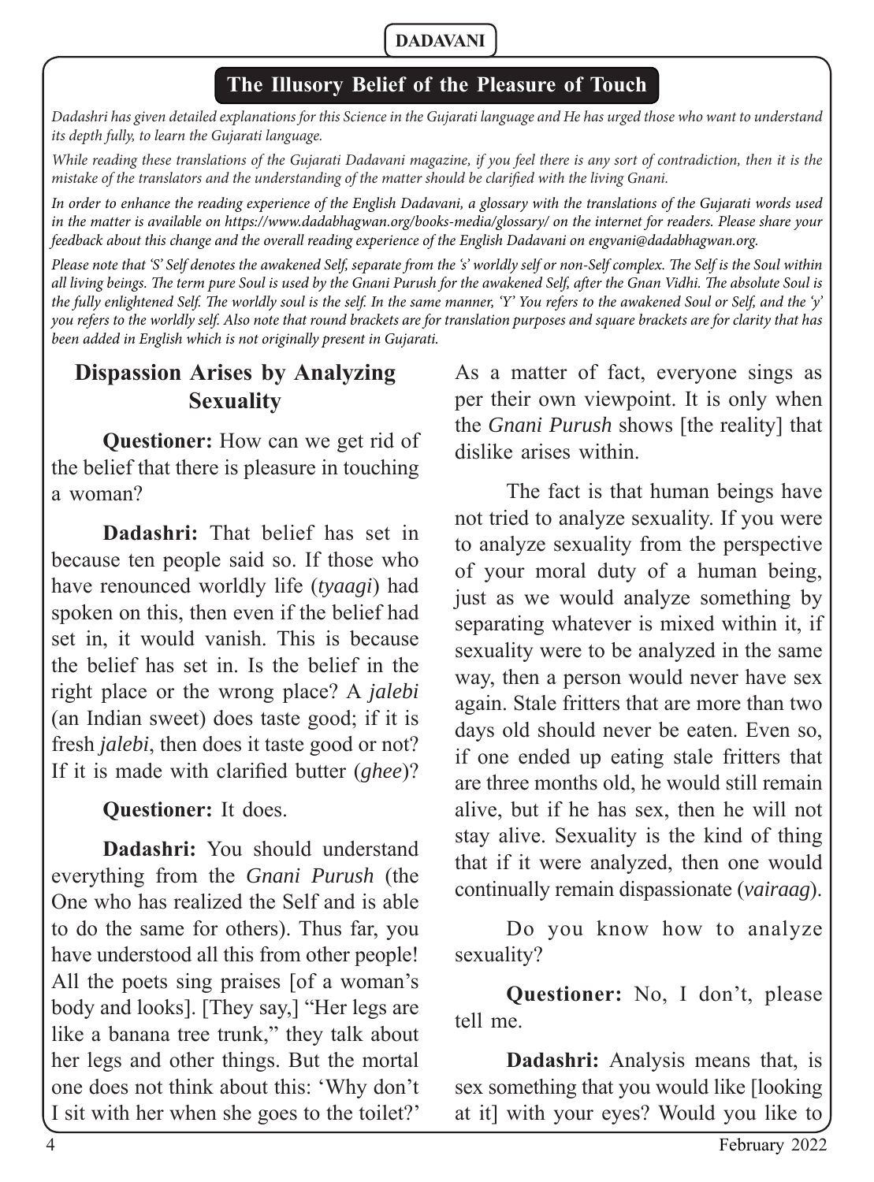## The Illusory Belief of the Pleasure of Touch

*Dadashri has given detailed explanations for this Science in the Gujarati language and He has urged those who want to understand its depth fully, to learn the Gujarati language.*

*While reading these translations of the Gujarati Dadavani magazine, if you feel there is any sort of contradiction, then it is the mistake of the translators and the understanding of the matter should be clarified with the living Gnani.*

*In order to enhance the reading experience of the English Dadavani, a glossary with the translations of the Gujarati words used in the matter is available on https://www.dadabhagwan.org/books-media/glossary/ on the internet for readers. Please share your feedback about this change and the overall reading experience of the English Dadavani on engvani@dadabhagwan.org.*

*Please note that 'S' Self denotes the awakened Self, separate from the 's' worldly self or non-Self complex. The Self is the Soul within all living beings. The term pure Soul is used by the Gnani Purush for the awakened Self, after the Gnan Vidhi. The absolute Soul is the fully enlightened Self. The worldly soul is the self. In the same manner, 'Y' You refers to the awakened Soul or Self, and the 'y' you refers to the worldly self. Also note that round brackets are for translation purposes and square brackets are for clarity that has been added in English which is not originally present in Gujarati.*

### Dispassion Arises by Analyzing Sexuality

**Questioner:** How can we get rid of the belief that there is pleasure in touching a woman?

**Dadashri:** That belief has set in because ten people said so. If those who have renounced worldly life (*tyaagi*) had spoken on this, then even if the belief had set in, it would vanish. This is because the belief has set in. Is the belief in the right place or the wrong place? A *jalebi* (an Indian sweet) does taste good; if it is fresh *jalebi*, then does it taste good or not? If it is made with clarified butter (*ghee*)?

**Questioner:** It does.

**Dadashri:** You should understand everything from the *Gnani Purush* (the One who has realized the Self and is able to do the same for others). Thus far, you have understood all this from other people! All the poets sing praises [of a woman's body and looks]. [They say,] "Her legs are like a banana tree trunk," they talk about her legs and other things. But the mortal one does not think about this: 'Why don't I sit with her when she goes to the toilet?' As a matter of fact, everyone sings as per their own viewpoint. It is only when the *Gnani Purush* shows [the reality] that dislike arises within.

The fact is that human beings have not tried to analyze sexuality. If you were to analyze sexuality from the perspective of your moral duty of a human being, just as we would analyze something by separating whatever is mixed within it, if sexuality were to be analyzed in the same way, then a person would never have sex again. Stale fritters that are more than two days old should never be eaten. Even so, if one ended up eating stale fritters that are three months old, he would still remain alive, but if he has sex, then he will not stay alive. Sexuality is the kind of thing that if it were analyzed, then one would continually remain dispassionate (*vairaag*).

Do you know how to analyze sexuality?

**Questioner:** No, I don't, please tell me.

**Dadashri:** Analysis means that, is sex something that you would like [looking at it] with your eyes? Would you like to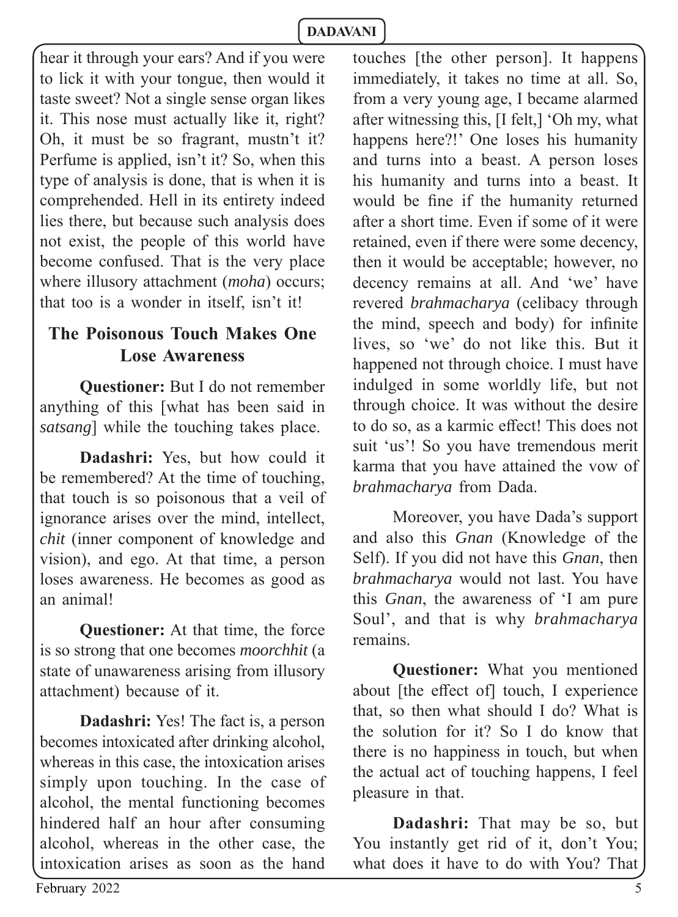hear it through your ears? And if you were to lick it with your tongue, then would it taste sweet? Not a single sense organ likes it. This nose must actually like it, right? Oh, it must be so fragrant, mustn't it? Perfume is applied, isn't it? So, when this type of analysis is done, that is when it is comprehended. Hell in its entirety indeed lies there, but because such analysis does not exist, the people of this world have become confused. That is the very place where illusory attachment (*moha*) occurs; that too is a wonder in itself, isn't it!

## The Poisonous Touch Makes One Lose Awareness

**Questioner:** But I do not remember anything of this [what has been said in *satsang*] while the touching takes place.

**Dadashri:** Yes, but how could it be remembered? At the time of touching, that touch is so poisonous that a veil of ignorance arises over the mind, intellect, *chit* (inner component of knowledge and vision), and ego. At that time, a person loses awareness. He becomes as good as an animal!

**Questioner:** At that time, the force is so strong that one becomes *moorchhit* (a state of unawareness arising from illusory attachment) because of it.

**Dadashri:** Yes! The fact is, a person becomes intoxicated after drinking alcohol, whereas in this case, the intoxication arises simply upon touching. In the case of alcohol, the mental functioning becomes hindered half an hour after consuming alcohol, whereas in the other case, the intoxication arises as soon as the hand touches [the other person]. It happens immediately, it takes no time at all. So, from a very young age, I became alarmed after witnessing this, [I felt,] 'Oh my, what happens here?!' One loses his humanity and turns into a beast. A person loses his humanity and turns into a beast. It would be fine if the humanity returned after a short time. Even if some of it were retained, even if there were some decency, then it would be acceptable; however, no decency remains at all. And 'we' have revered *brahmacharya* (celibacy through the mind, speech and body) for infinite lives, so 'we' do not like this. But it happened not through choice. I must have indulged in some worldly life, but not through choice. It was without the desire to do so, as a karmic effect! This does not suit 'us'! So you have tremendous merit karma that you have attained the vow of *brahmacharya* from Dada.

Moreover, you have Dada's support and also this *Gnan* (Knowledge of the Self). If you did not have this *Gnan*, then *brahmacharya* would not last. You have this *Gnan*, the awareness of 'I am pure Soul', and that is why *brahmacharya* remains.

**Questioner:** What you mentioned about [the effect of] touch, I experience that, so then what should I do? What is the solution for it? So I do know that there is no happiness in touch, but when the actual act of touching happens, I feel pleasure in that.

**Dadashri:** That may be so, but You instantly get rid of it, don't You; what does it have to do with You? That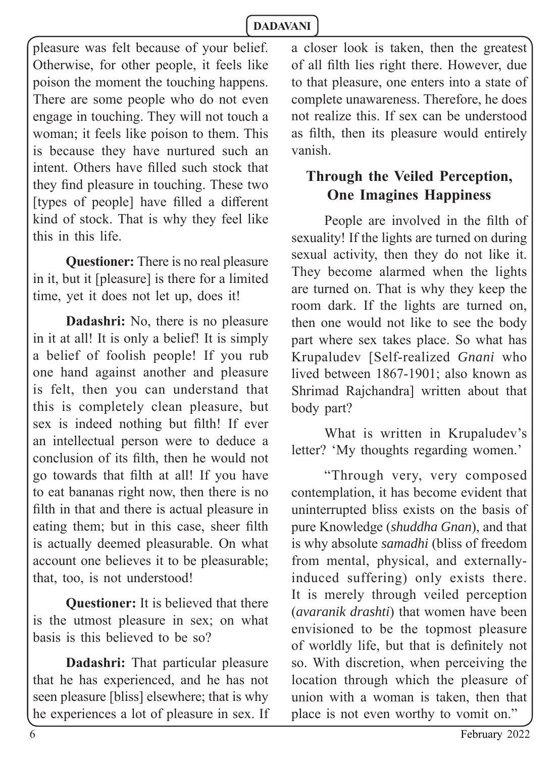pleasure was felt because of your belief. Otherwise, for other people, it feels like poison the moment the touching happens. There are some people who do not even engage in touching. They will not touch a woman; it feels like poison to them. This is because they have nurtured such an intent. Others have filled such stock that they find pleasure in touching. These two [types of people] have filled a different kind of stock. That is why they feel like this in this life.

**Questioner:** There is no real pleasure in it, but it [pleasure] is there for a limited time, yet it does not let up, does it!

**Dadashri:** No, there is no pleasure in it at all! It is only a belief! It is simply a belief of foolish people! If you rub one hand against another and pleasure is felt, then you can understand that this is completely clean pleasure, but sex is indeed nothing but filth! If ever an intellectual person were to deduce a conclusion of its filth, then he would not go towards that filth at all! If you have to eat bananas right now, then there is no filth in that and there is actual pleasure in eating them; but in this case, sheer filth is actually deemed pleasurable. On what account one believes it to be pleasurable; that, too, is not understood!

**Questioner:** It is believed that there is the utmost pleasure in sex; on what basis is this believed to be so?

**Dadashri:** That particular pleasure that he has experienced, and he has not seen pleasure [bliss] elsewhere; that is why he experiences a lot of pleasure in sex. If a closer look is taken, then the greatest of all filth lies right there. However, due to that pleasure, one enters into a state of complete unawareness. Therefore, he does not realize this. If sex can be understood as filth, then its pleasure would entirely vanish.

## Through the Veiled Perception, One Imagines Happiness

People are involved in the filth of sexuality! If the lights are turned on during sexual activity, then they do not like it. They become alarmed when the lights are turned on. That is why they keep the room dark. If the lights are turned on, then one would not like to see the body part where sex takes place. So what has Krupaludev [Self-realized *Gnani* who lived between 1867-1901; also known as Shrimad Rajchandra] written about that body part?

What is written in Krupaludev's letter? 'My thoughts regarding women.'

"Through very, very composed contemplation, it has become evident that uninterrupted bliss exists on the basis of pure Knowledge (*shuddha Gnan*), and that is why absolute *samadhi* (bliss of freedom from mental, physical, and externally-induced suffering) only exists there. It is merely through veiled perception (*avaranik drashti*) that women have been envisioned to be the topmost pleasure of worldly life, but that is definitely not so. With discretion, when perceiving the location through which the pleasure of union with a woman is taken, then that place is not even worthy to vomit on."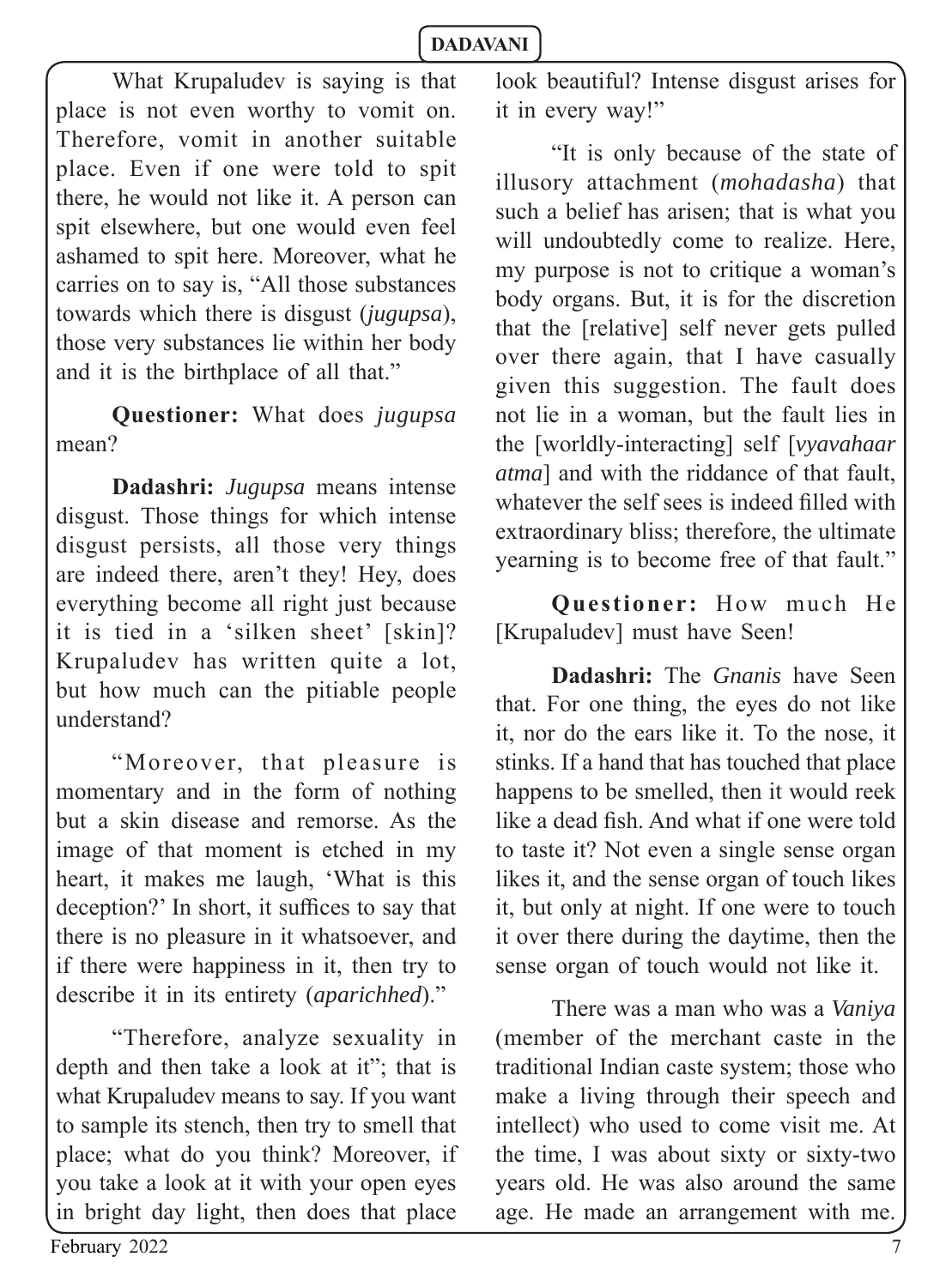What Krupaludev is saying is that place is not even worthy to vomit on. Therefore, vomit in another suitable place. Even if one were told to spit there, he would not like it. A person can spit elsewhere, but one would even feel ashamed to spit here. Moreover, what he carries on to say is, "All those substances towards which there is disgust (*jugupsa*), those very substances lie within her body and it is the birthplace of all that."

**Questioner:** What does *jugupsa* mean?

**Dadashri:** *Jugupsa* means intense disgust. Those things for which intense disgust persists, all those very things are indeed there, aren't they! Hey, does everything become all right just because it is tied in a 'silken sheet' [skin]? Krupaludev has written quite a lot, but how much can the pitiable people understand?

"Moreover, that pleasure is momentary and in the form of nothing but a skin disease and remorse. As the image of that moment is etched in my heart, it makes me laugh, 'What is this deception?' In short, it suffices to say that there is no pleasure in it whatsoever, and if there were happiness in it, then try to describe it in its entirety (*aparichhed*)."

"Therefore, analyze sexuality in depth and then take a look at it"; that is what Krupaludev means to say. If you want to sample its stench, then try to smell that place; what do you think? Moreover, if you take a look at it with your open eyes in bright day light, then does that place look beautiful? Intense disgust arises for it in every way!"

"It is only because of the state of illusory attachment (*mohadasha*) that such a belief has arisen; that is what you will undoubtedly come to realize. Here, my purpose is not to critique a woman's body organs. But, it is for the discretion that the [relative] self never gets pulled over there again, that I have casually given this suggestion. The fault does not lie in a woman, but the fault lies in the [worldly-interacting] self [*vyavahaar atma*] and with the riddance of that fault, whatever the self sees is indeed filled with extraordinary bliss; therefore, the ultimate yearning is to become free of that fault."

**Questioner:** How much He [Krupaludev] must have Seen!

**Dadashri:** The *Gnanis* have Seen that. For one thing, the eyes do not like it, nor do the ears like it. To the nose, it stinks. If a hand that has touched that place happens to be smelled, then it would reek like a dead fish. And what if one were told to taste it? Not even a single sense organ likes it, and the sense organ of touch likes it, but only at night. If one were to touch it over there during the daytime, then the sense organ of touch would not like it.

There was a man who was a *Vaniya* (member of the merchant caste in the traditional Indian caste system; those who make a living through their speech and intellect) who used to come visit me. At the time, I was about sixty or sixty-two years old. He was also around the same age. He made an arrangement with me.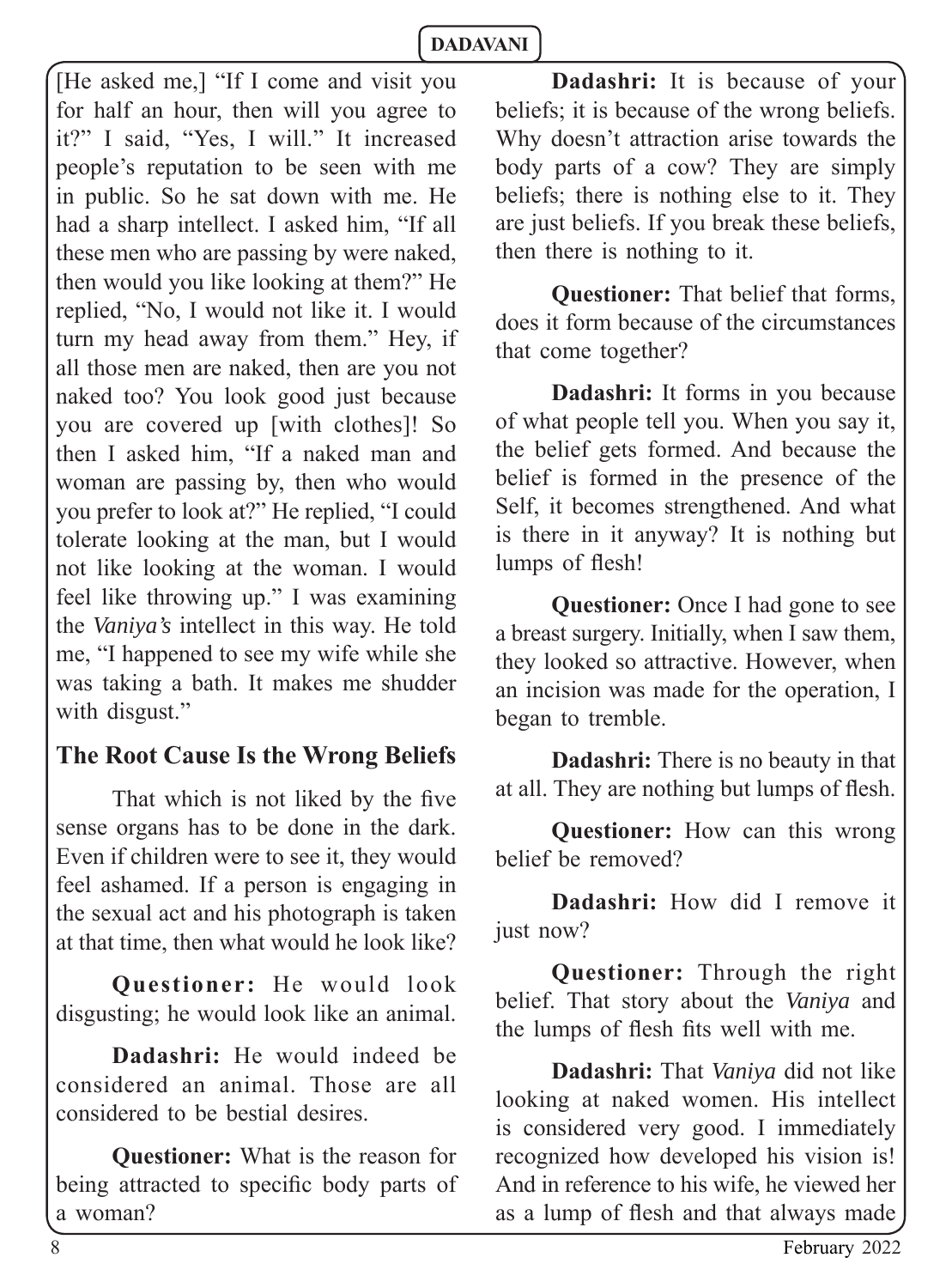[He asked me,] "If I come and visit you for half an hour, then will you agree to it?" I said, "Yes, I will." It increased people's reputation to be seen with me in public. So he sat down with me. He had a sharp intellect. I asked him, "If all these men who are passing by were naked, then would you like looking at them?" He replied, "No, I would not like it. I would turn my head away from them." Hey, if all those men are naked, then are you not naked too? You look good just because you are covered up [with clothes]! So then I asked him, "If a naked man and woman are passing by, then who would you prefer to look at?" He replied, "I could tolerate looking at the man, but I would not like looking at the woman. I would feel like throwing up." I was examining the *Vaniya's* intellect in this way. He told me, "I happened to see my wife while she was taking a bath. It makes me shudder with disgust."

## The Root Cause Is the Wrong Beliefs

That which is not liked by the five sense organs has to be done in the dark. Even if children were to see it, they would feel ashamed. If a person is engaging in the sexual act and his photograph is taken at that time, then what would he look like?

**Questioner:** He would look disgusting; he would look like an animal.

**Dadashri:** He would indeed be considered an animal. Those are all considered to be bestial desires.

**Questioner:** What is the reason for being attracted to specific body parts of a woman?

**Dadashri:** It is because of your beliefs; it is because of the wrong beliefs. Why doesn't attraction arise towards the body parts of a cow? They are simply beliefs; there is nothing else to it. They are just beliefs. If you break these beliefs, then there is nothing to it.

**Questioner:** That belief that forms, does it form because of the circumstances that come together?

**Dadashri:** It forms in you because of what people tell you. When you say it, the belief gets formed. And because the belief is formed in the presence of the Self, it becomes strengthened. And what is there in it anyway? It is nothing but lumps of flesh!

**Questioner:** Once I had gone to see a breast surgery. Initially, when I saw them, they looked so attractive. However, when an incision was made for the operation, I began to tremble.

**Dadashri:** There is no beauty in that at all. They are nothing but lumps of flesh.

**Questioner:** How can this wrong belief be removed?

**Dadashri:** How did I remove it just now?

**Questioner:** Through the right belief. That story about the *Vaniya* and the lumps of flesh fits well with me.

**Dadashri:** That *Vaniya* did not like looking at naked women. His intellect is considered very good. I immediately recognized how developed his vision is! And in reference to his wife, he viewed her as a lump of flesh and that always made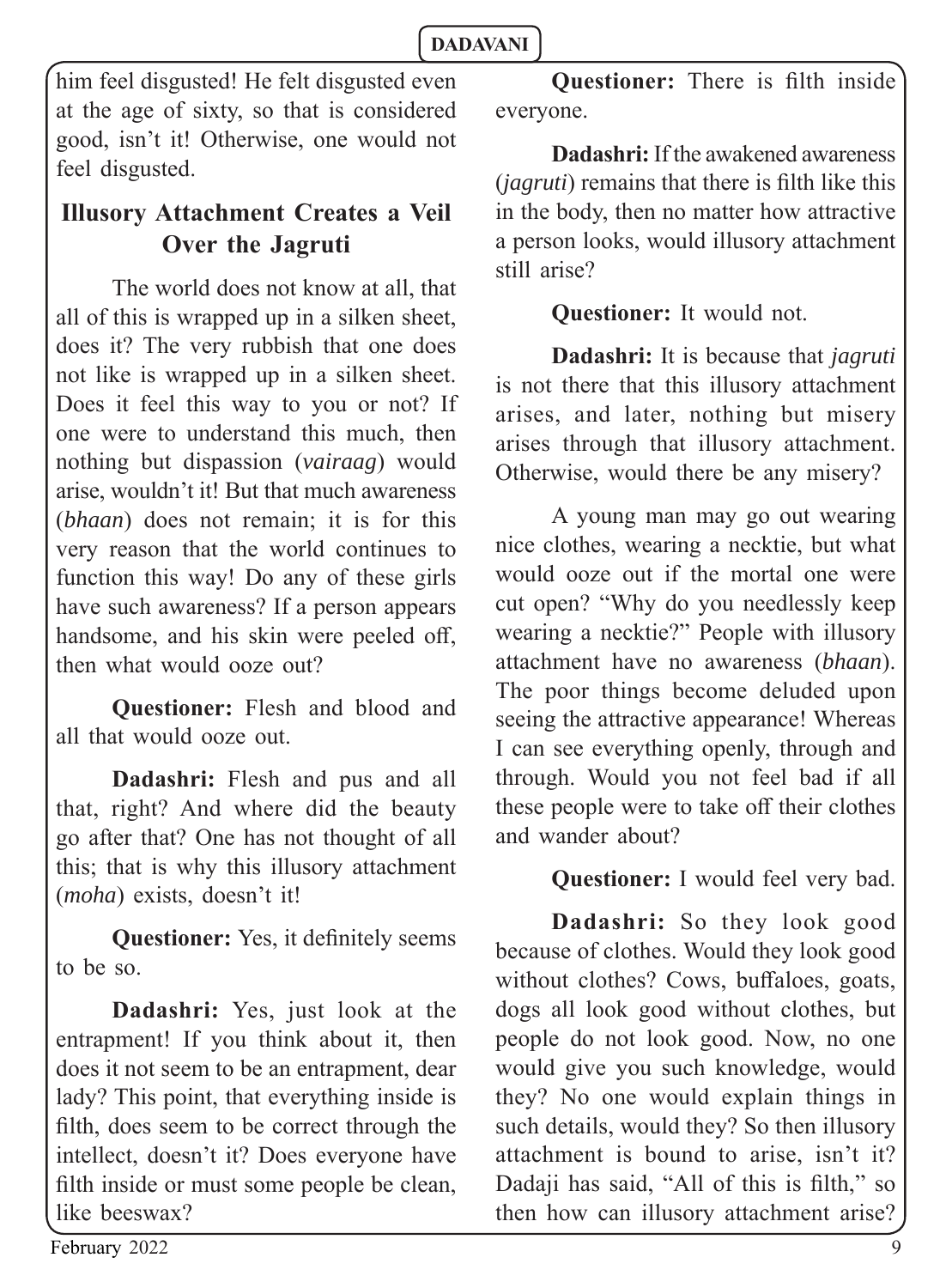him feel disgusted! He felt disgusted even at the age of sixty, so that is considered good, isn't it! Otherwise, one would not feel disgusted.

## Illusory Attachment Creates a Veil Over the Jagruti

The world does not know at all, that all of this is wrapped up in a silken sheet, does it? The very rubbish that one does not like is wrapped up in a silken sheet. Does it feel this way to you or not? If one were to understand this much, then nothing but dispassion (*vairaag*) would arise, wouldn't it! But that much awareness (*bhaan*) does not remain; it is for this very reason that the world continues to function this way! Do any of these girls have such awareness? If a person appears handsome, and his skin were peeled off, then what would ooze out?

**Questioner:** Flesh and blood and all that would ooze out.

**Dadashri:** Flesh and pus and all that, right? And where did the beauty go after that? One has not thought of all this; that is why this illusory attachment (*moha*) exists, doesn't it!

**Questioner:** Yes, it definitely seems to be so.

**Dadashri:** Yes, just look at the entrapment! If you think about it, then does it not seem to be an entrapment, dear lady? This point, that everything inside is filth, does seem to be correct through the intellect, doesn't it? Does everyone have filth inside or must some people be clean, like beeswax?

**Questioner:** There is filth inside everyone.

**Dadashri:** If the awakened awareness (*jagruti*) remains that there is filth like this in the body, then no matter how attractive a person looks, would illusory attachment still arise?

**Questioner:** It would not.

**Dadashri:** It is because that *jagruti* is not there that this illusory attachment arises, and later, nothing but misery arises through that illusory attachment. Otherwise, would there be any misery?

A young man may go out wearing nice clothes, wearing a necktie, but what would ooze out if the mortal one were cut open? "Why do you needlessly keep wearing a necktie?" People with illusory attachment have no awareness (*bhaan*). The poor things become deluded upon seeing the attractive appearance! Whereas I can see everything openly, through and through. Would you not feel bad if all these people were to take off their clothes and wander about?

**Questioner:** I would feel very bad.

**Dadashri:** So they look good because of clothes. Would they look good without clothes? Cows, buffaloes, goats, dogs all look good without clothes, but people do not look good. Now, no one would give you such knowledge, would they? No one would explain things in such details, would they? So then illusory attachment is bound to arise, isn't it? Dadaji has said, "All of this is filth," so then how can illusory attachment arise?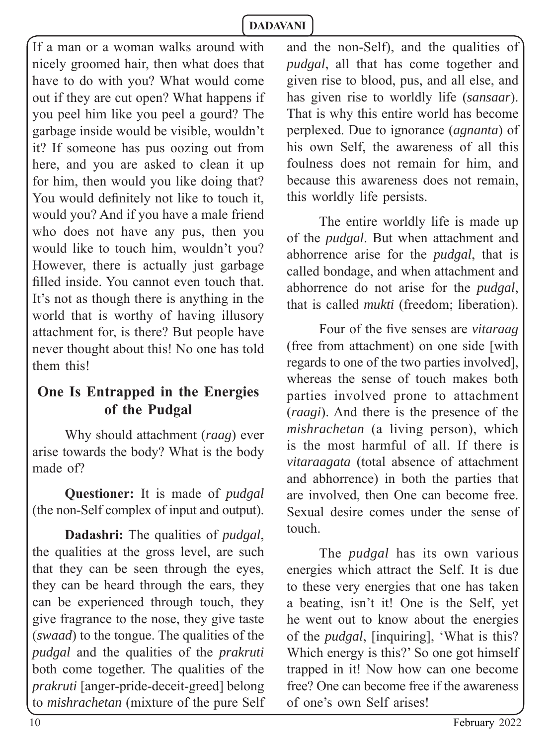If a man or a woman walks around with nicely groomed hair, then what does that have to do with you? What would come out if they are cut open? What happens if you peel him like you peel a gourd? The garbage inside would be visible, wouldn't it? If someone has pus oozing out from here, and you are asked to clean it up for him, then would you like doing that? You would definitely not like to touch it, would you? And if you have a male friend who does not have any pus, then you would like to touch him, wouldn't you? However, there is actually just garbage filled inside. You cannot even touch that. It's not as though there is anything in the world that is worthy of having illusory attachment for, is there? But people have never thought about this! No one has told them this!

## One Is Entrapped in the Energies of the Pudgal

Why should attachment (*raag*) ever arise towards the body? What is the body made of?

**Questioner:** It is made of *pudgal* (the non-Self complex of input and output).

**Dadashri:** The qualities of *pudgal*, the qualities at the gross level, are such that they can be seen through the eyes, they can be heard through the ears, they can be experienced through touch, they give fragrance to the nose, they give taste (*swaad*) to the tongue. The qualities of the *pudgal* and the qualities of the *prakruti* both come together. The qualities of the *prakruti* [anger-pride-deceit-greed] belong to *mishrachetan* (mixture of the pure Self and the non-Self), and the qualities of *pudgal*, all that has come together and given rise to blood, pus, and all else, and has given rise to worldly life (*sansaar*). That is why this entire world has become perplexed. Due to ignorance (*agnanta*) of his own Self, the awareness of all this foulness does not remain for him, and because this awareness does not remain, this worldly life persists.

The entire worldly life is made up of the *pudgal*. But when attachment and abhorrence arise for the *pudgal*, that is called bondage, and when attachment and abhorrence do not arise for the *pudgal*, that is called *mukti* (freedom; liberation).

Four of the five senses are *vitaraag* (free from attachment) on one side [with regards to one of the two parties involved], whereas the sense of touch makes both parties involved prone to attachment (*raagi*). And there is the presence of the *mishrachetan* (a living person), which is the most harmful of all. If there is *vitaraagata* (total absence of attachment and abhorrence) in both the parties that are involved, then One can become free. Sexual desire comes under the sense of touch.

The *pudgal* has its own various energies which attract the Self. It is due to these very energies that one has taken a beating, isn't it! One is the Self, yet he went out to know about the energies of the *pudgal*, [inquiring], 'What is this? Which energy is this?' So one got himself trapped in it! Now how can one become free? One can become free if the awareness of one's own Self arises!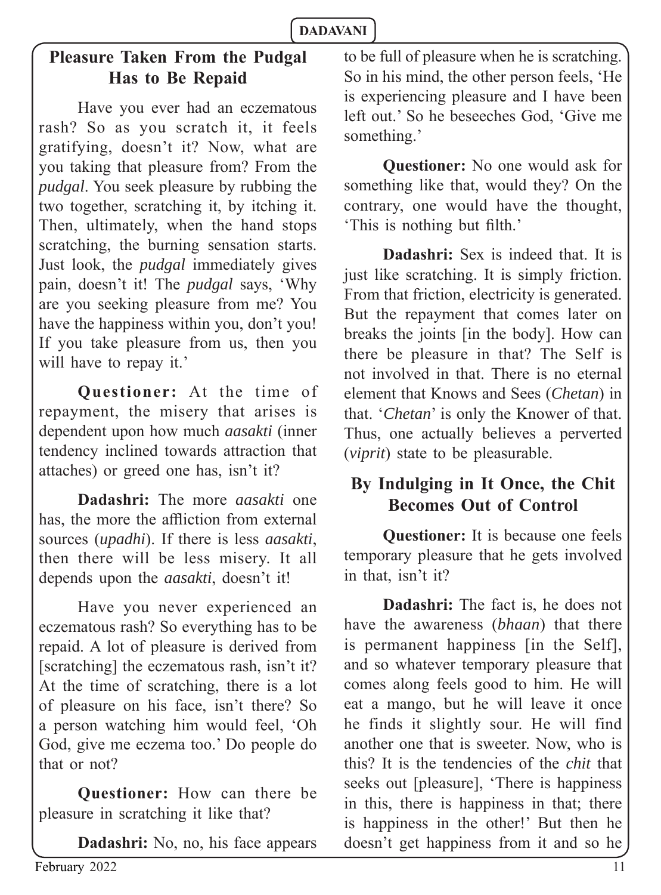## Pleasure Taken From the Pudgal Has to Be Repaid

Have you ever had an eczematous rash? So as you scratch it, it feels gratifying, doesn't it? Now, what are you taking that pleasure from? From the *pudgal*. You seek pleasure by rubbing the two together, scratching it, by itching it. Then, ultimately, when the hand stops scratching, the burning sensation starts. Just look, the *pudgal* immediately gives pain, doesn't it! The *pudgal* says, 'Why are you seeking pleasure from me? You have the happiness within you, don't you! If you take pleasure from us, then you will have to repay it.'

**Questioner:** At the time of repayment, the misery that arises is dependent upon how much *aasakti* (inner tendency inclined towards attraction that attaches) or greed one has, isn't it?

**Dadashri:** The more *aasakti* one has, the more the affliction from external sources (*upadhi*). If there is less *aasakti*, then there will be less misery. It all depends upon the *aasakti*, doesn't it!

Have you never experienced an eczematous rash? So everything has to be repaid. A lot of pleasure is derived from [scratching] the eczematous rash, isn't it? At the time of scratching, there is a lot of pleasure on his face, isn't there? So a person watching him would feel, 'Oh God, give me eczema too.' Do people do that or not?

**Questioner:** How can there be pleasure in scratching it like that?

**Dadashri:** No, no, his face appears to be full of pleasure when he is scratching. So in his mind, the other person feels, 'He is experiencing pleasure and I have been left out.' So he beseeches God, 'Give me something.'

**Questioner:** No one would ask for something like that, would they? On the contrary, one would have the thought, 'This is nothing but filth.'

**Dadashri:** Sex is indeed that. It is just like scratching. It is simply friction. From that friction, electricity is generated. But the repayment that comes later on breaks the joints [in the body]. How can there be pleasure in that? The Self is not involved in that. There is no eternal element that Knows and Sees (*Chetan*) in that. '*Chetan*' is only the Knower of that. Thus, one actually believes a perverted (*viprit*) state to be pleasurable.

## By Indulging in It Once, the Chit Becomes Out of Control

**Questioner:** It is because one feels temporary pleasure that he gets involved in that, isn't it?

**Dadashri:** The fact is, he does not have the awareness (*bhaan*) that there is permanent happiness [in the Self], and so whatever temporary pleasure that comes along feels good to him. He will eat a mango, but he will leave it once he finds it slightly sour. He will find another one that is sweeter. Now, who is this? It is the tendencies of the *chit* that seeks out [pleasure], 'There is happiness in this, there is happiness in that; there is happiness in the other!' But then he doesn't get happiness from it and so he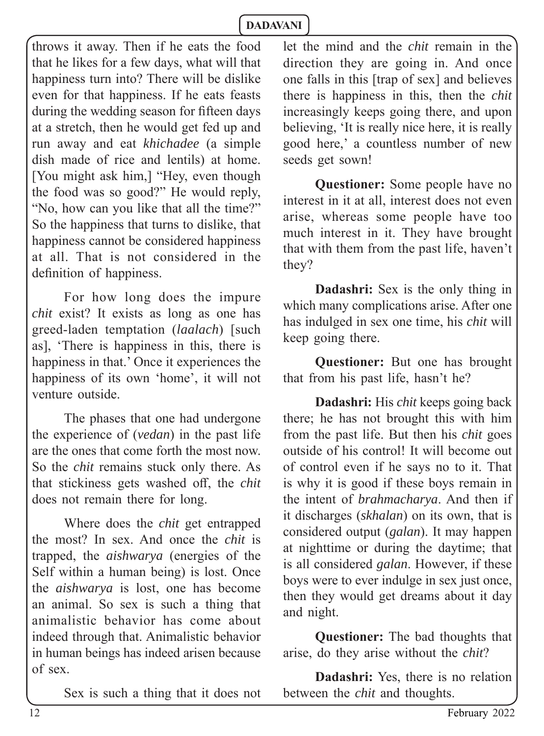throws it away. Then if he eats the food that he likes for a few days, what will that happiness turn into? There will be dislike even for that happiness. If he eats feasts during the wedding season for fifteen days at a stretch, then he would get fed up and run away and eat *khichadee* (a simple dish made of rice and lentils) at home. [You might ask him,] "Hey, even though the food was so good?" He would reply, "No, how can you like that all the time?" So the happiness that turns to dislike, that happiness cannot be considered happiness at all. That is not considered in the definition of happiness.

For how long does the impure *chit* exist? It exists as long as one has greed-laden temptation (*laalach*) [such as], 'There is happiness in this, there is happiness in that.' Once it experiences the happiness of its own 'home', it will not venture outside.

The phases that one had undergone the experience of (*vedan*) in the past life are the ones that come forth the most now. So the *chit* remains stuck only there. As that stickiness gets washed off, the *chit* does not remain there for long.

Where does the *chit* get entrapped the most? In sex. And once the *chit* is trapped, the *aishwarya* (energies of the Self within a human being) is lost. Once the *aishwarya* is lost, one has become an animal. So sex is such a thing that animalistic behavior has come about indeed through that. Animalistic behavior in human beings has indeed arisen because of sex.

Sex is such a thing that it does not let the mind and the *chit* remain in the direction they are going in. And once one falls in this [trap of sex] and believes there is happiness in this, then the *chit* increasingly keeps going there, and upon believing, 'It is really nice here, it is really good here,' a countless number of new seeds get sown!

**Questioner:** Some people have no interest in it at all, interest does not even arise, whereas some people have too much interest in it. They have brought that with them from the past life, haven't they?

**Dadashri:** Sex is the only thing in which many complications arise. After one has indulged in sex one time, his *chit* will keep going there.

**Questioner:** But one has brought that from his past life, hasn't he?

**Dadashri:** His *chit* keeps going back there; he has not brought this with him from the past life. But then his *chit* goes outside of his control! It will become out of control even if he says no to it. That is why it is good if these boys remain in the intent of *brahmacharya*. And then if it discharges (*skhalan*) on its own, that is considered output (*galan*). It may happen at nighttime or during the daytime; that is all considered *galan*. However, if these boys were to ever indulge in sex just once, then they would get dreams about it day and night.

**Questioner:** The bad thoughts that arise, do they arise without the *chit*?

**Dadashri:** Yes, there is no relation between the *chit* and thoughts.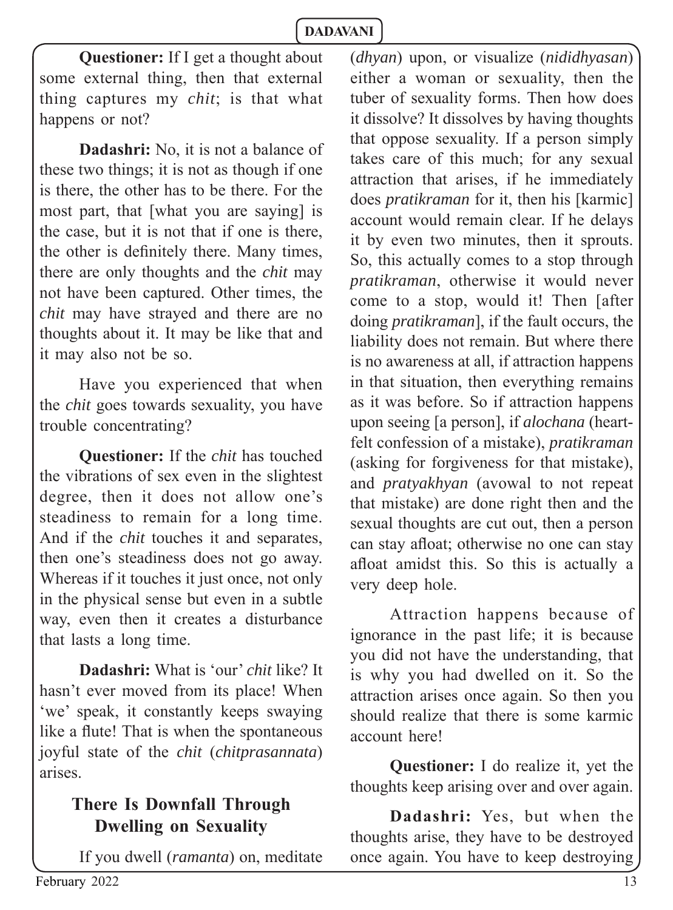**Questioner:** If I get a thought about some external thing, then that external thing captures my *chit*; is that what happens or not?

**Dadashri:** No, it is not a balance of these two things; it is not as though if one is there, the other has to be there. For the most part, that [what you are saying] is the case, but it is not that if one is there, the other is definitely there. Many times, there are only thoughts and the *chit* may not have been captured. Other times, the *chit* may have strayed and there are no thoughts about it. It may be like that and it may also not be so.

Have you experienced that when the *chit* goes towards sexuality, you have trouble concentrating?

**Questioner:** If the *chit* has touched the vibrations of sex even in the slightest degree, then it does not allow one's steadiness to remain for a long time. And if the *chit* touches it and separates, then one's steadiness does not go away. Whereas if it touches it just once, not only in the physical sense but even in a subtle way, even then it creates a disturbance that lasts a long time.

**Dadashri:** What is 'our' *chit* like? It hasn't ever moved from its place! When 'we' speak, it constantly keeps swaying like a flute! That is when the spontaneous joyful state of the *chit* (*chitprasannata*) arises.

## There Is Downfall Through Dwelling on Sexuality

If you dwell (*ramanta*) on, meditate (*dhyan*) upon, or visualize (*nididhyasan*) either a woman or sexuality, then the tuber of sexuality forms. Then how does it dissolve? It dissolves by having thoughts that oppose sexuality. If a person simply takes care of this much; for any sexual attraction that arises, if he immediately does *pratikraman* for it, then his [karmic] account would remain clear. If he delays it by even two minutes, then it sprouts. So, this actually comes to a stop through *pratikraman*, otherwise it would never come to a stop, would it! Then [after doing *pratikraman*], if the fault occurs, the liability does not remain. But where there is no awareness at all, if attraction happens in that situation, then everything remains as it was before. So if attraction happens upon seeing [a person], if *alochana* (heart-felt confession of a mistake), *pratikraman* (asking for forgiveness for that mistake), and *pratyakhyan* (avowal to not repeat that mistake) are done right then and the sexual thoughts are cut out, then a person can stay afloat; otherwise no one can stay afloat amidst this. So this is actually a very deep hole.

Attraction happens because of ignorance in the past life; it is because you did not have the understanding, that is why you had dwelled on it. So the attraction arises once again. So then you should realize that there is some karmic account here!

**Questioner:** I do realize it, yet the thoughts keep arising over and over again.

**Dadashri:** Yes, but when the thoughts arise, they have to be destroyed once again. You have to keep destroying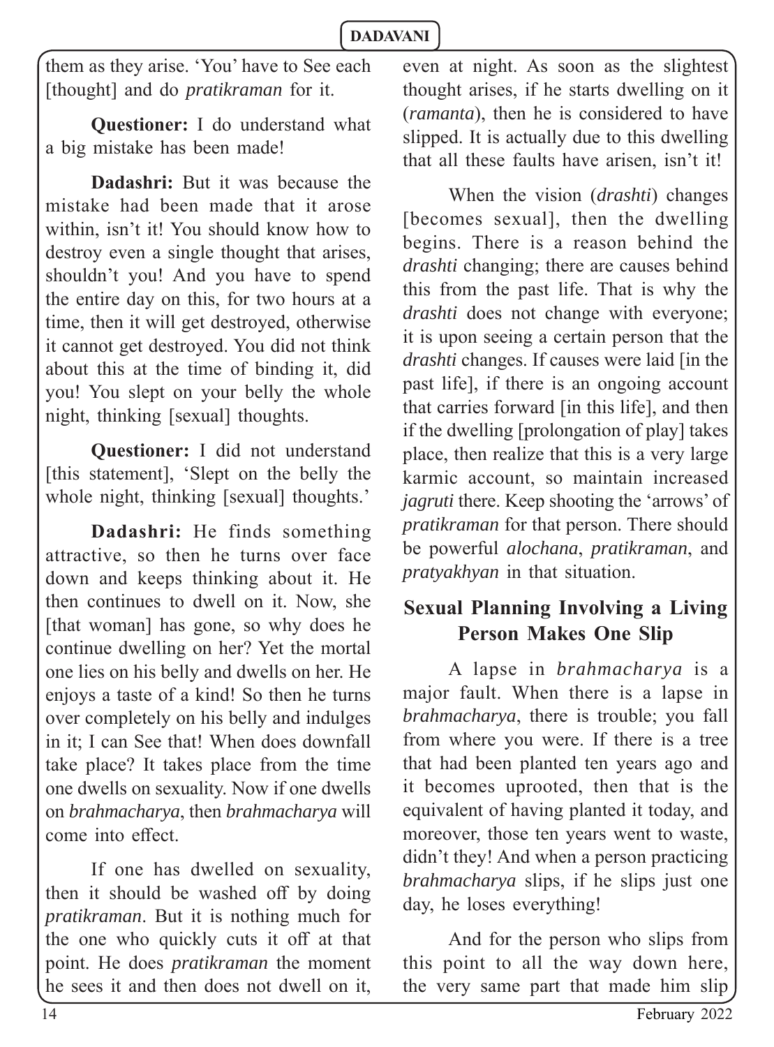them as they arise. 'You' have to See each [thought] and do *pratikraman* for it.

**Questioner:** I do understand what a big mistake has been made!

**Dadashri:** But it was because the mistake had been made that it arose within, isn't it! You should know how to destroy even a single thought that arises, shouldn't you! And you have to spend the entire day on this, for two hours at a time, then it will get destroyed, otherwise it cannot get destroyed. You did not think about this at the time of binding it, did you! You slept on your belly the whole night, thinking [sexual] thoughts.

**Questioner:** I did not understand [this statement], 'Slept on the belly the whole night, thinking [sexual] thoughts.'

**Dadashri:** He finds something attractive, so then he turns over face down and keeps thinking about it. He then continues to dwell on it. Now, she [that woman] has gone, so why does he continue dwelling on her? Yet the mortal one lies on his belly and dwells on her. He enjoys a taste of a kind! So then he turns over completely on his belly and indulges in it; I can See that! When does downfall take place? It takes place from the time one dwells on sexuality. Now if one dwells on *brahmacharya*, then *brahmacharya* will come into effect.

If one has dwelled on sexuality, then it should be washed off by doing *pratikraman*. But it is nothing much for the one who quickly cuts it off at that point. He does *pratikraman* the moment he sees it and then does not dwell on it, even at night. As soon as the slightest thought arises, if he starts dwelling on it (*ramanta*), then he is considered to have slipped. It is actually due to this dwelling that all these faults have arisen, isn't it!

When the vision (*drashti*) changes [becomes sexual], then the dwelling begins. There is a reason behind the *drashti* changing; there are causes behind this from the past life. That is why the *drashti* does not change with everyone; it is upon seeing a certain person that the *drashti* changes. If causes were laid [in the past life], if there is an ongoing account that carries forward [in this life], and then if the dwelling [prolongation of play] takes place, then realize that this is a very large karmic account, so maintain increased *jagruti* there. Keep shooting the 'arrows' of *pratikraman* for that person. There should be powerful *alochana*, *pratikraman*, and *pratyakhyan* in that situation.

## Sexual Planning Involving a Living Person Makes One Slip

A lapse in *brahmacharya* is a major fault. When there is a lapse in *brahmacharya*, there is trouble; you fall from where you were. If there is a tree that had been planted ten years ago and it becomes uprooted, then that is the equivalent of having planted it today, and moreover, those ten years went to waste, didn't they! And when a person practicing *brahmacharya* slips, if he slips just one day, he loses everything!

And for the person who slips from this point to all the way down here, the very same part that made him slip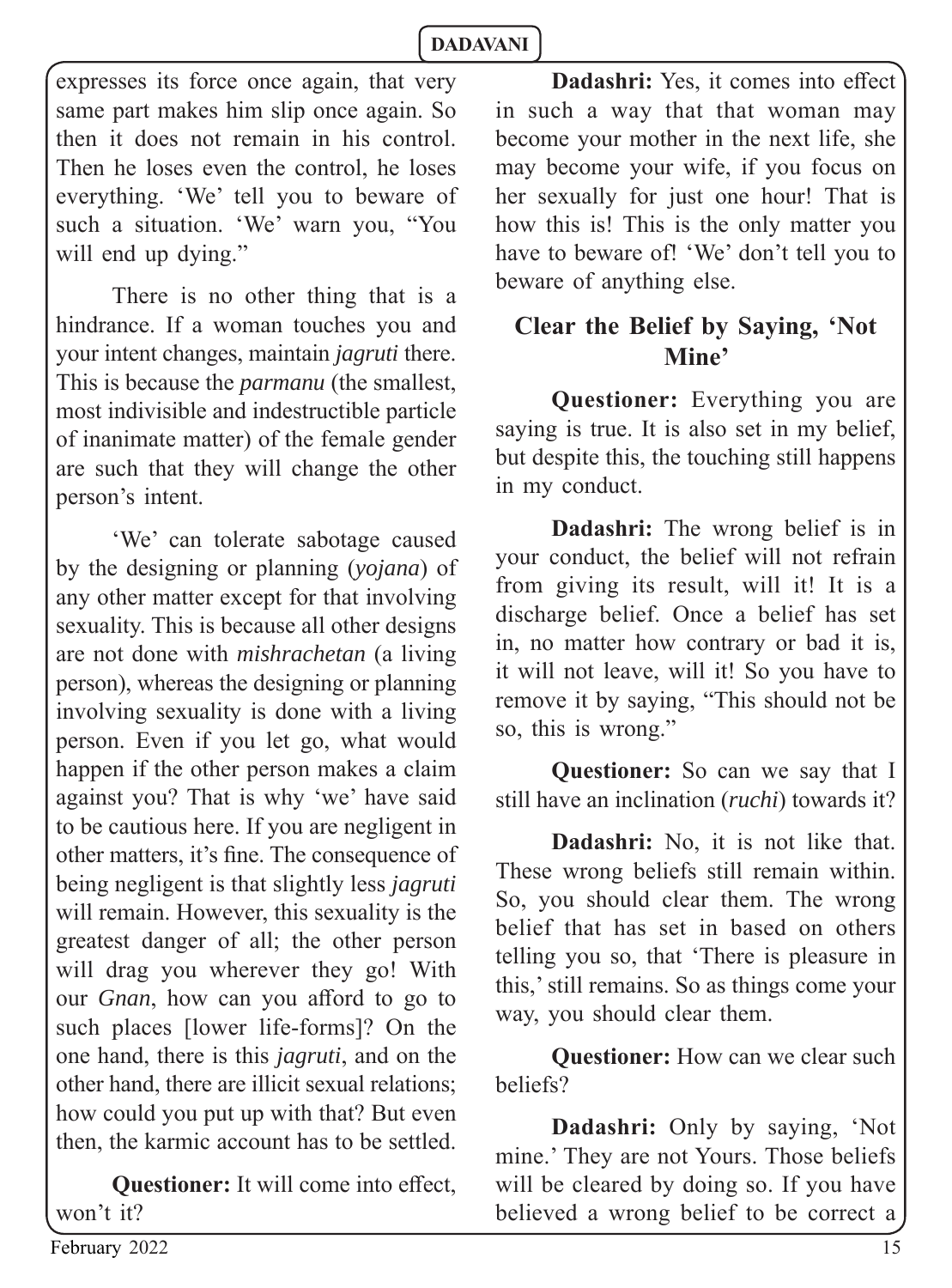expresses its force once again, that very same part makes him slip once again. So then it does not remain in his control. Then he loses even the control, he loses everything. 'We' tell you to beware of such a situation. 'We' warn you, "You will end up dying."

There is no other thing that is a hindrance. If a woman touches you and your intent changes, maintain *jagruti* there. This is because the *parmanu* (the smallest, most indivisible and indestructible particle of inanimate matter) of the female gender are such that they will change the other person's intent.

'We' can tolerate sabotage caused by the designing or planning (*yojana*) of any other matter except for that involving sexuality. This is because all other designs are not done with *mishrachetan* (a living person), whereas the designing or planning involving sexuality is done with a living person. Even if you let go, what would happen if the other person makes a claim against you? That is why 'we' have said to be cautious here. If you are negligent in other matters, it's fine. The consequence of being negligent is that slightly less *jagruti* will remain. However, this sexuality is the greatest danger of all; the other person will drag you wherever they go! With our *Gnan*, how can you afford to go to such places [lower life-forms]? On the one hand, there is this *jagruti*, and on the other hand, there are illicit sexual relations; how could you put up with that? But even then, the karmic account has to be settled.

**Questioner:** It will come into effect, won't it?

**Dadashri:** Yes, it comes into effect in such a way that that woman may become your mother in the next life, she may become your wife, if you focus on her sexually for just one hour! That is how this is! This is the only matter you have to beware of! 'We' don't tell you to beware of anything else.

## Clear the Belief by Saying, 'Not Mine'

**Questioner:** Everything you are saying is true. It is also set in my belief, but despite this, the touching still happens in my conduct.

**Dadashri:** The wrong belief is in your conduct, the belief will not refrain from giving its result, will it! It is a discharge belief. Once a belief has set in, no matter how contrary or bad it is, it will not leave, will it! So you have to remove it by saying, "This should not be so, this is wrong."

**Questioner:** So can we say that I still have an inclination (*ruchi*) towards it?

**Dadashri:** No, it is not like that. These wrong beliefs still remain within. So, you should clear them. The wrong belief that has set in based on others telling you so, that 'There is pleasure in this,' still remains. So as things come your way, you should clear them.

**Questioner:** How can we clear such beliefs?

**Dadashri:** Only by saying, 'Not mine.' They are not Yours. Those beliefs will be cleared by doing so. If you have believed a wrong belief to be correct a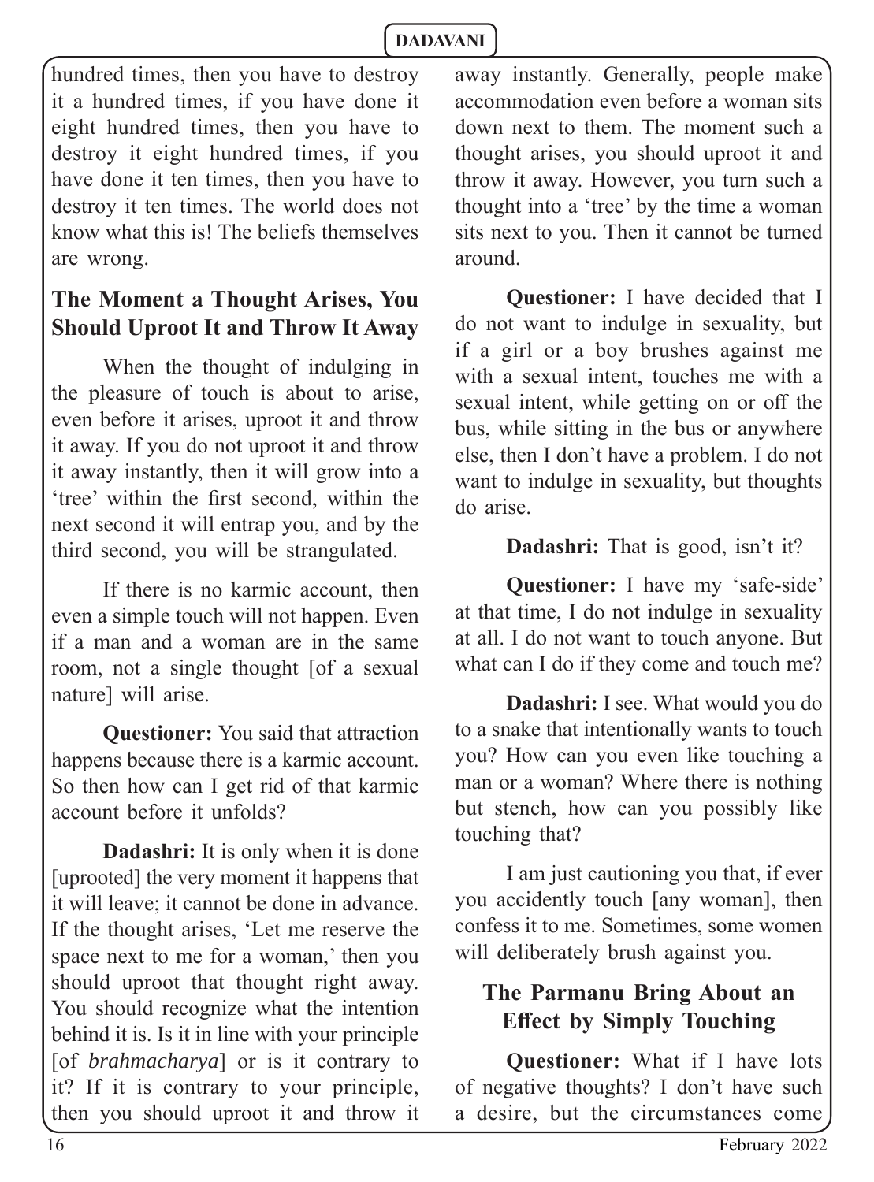hundred times, then you have to destroy it a hundred times, if you have done it eight hundred times, then you have to destroy it eight hundred times, if you have done it ten times, then you have to destroy it ten times. The world does not know what this is! The beliefs themselves are wrong.

## The Moment a Thought Arises, You Should Uproot It and Throw It Away

When the thought of indulging in the pleasure of touch is about to arise, even before it arises, uproot it and throw it away. If you do not uproot it and throw it away instantly, then it will grow into a 'tree' within the first second, within the next second it will entrap you, and by the third second, you will be strangulated.

If there is no karmic account, then even a simple touch will not happen. Even if a man and a woman are in the same room, not a single thought [of a sexual nature] will arise.

**Questioner:** You said that attraction happens because there is a karmic account. So then how can I get rid of that karmic account before it unfolds?

**Dadashri:** It is only when it is done [uprooted] the very moment it happens that it will leave; it cannot be done in advance. If the thought arises, 'Let me reserve the space next to me for a woman,' then you should uproot that thought right away. You should recognize what the intention behind it is. Is it in line with your principle [of *brahmacharya*] or is it contrary to it? If it is contrary to your principle, then you should uproot it and throw it away instantly. Generally, people make accommodation even before a woman sits down next to them. The moment such a thought arises, you should uproot it and throw it away. However, you turn such a thought into a 'tree' by the time a woman sits next to you. Then it cannot be turned around.

**Questioner:** I have decided that I do not want to indulge in sexuality, but if a girl or a boy brushes against me with a sexual intent, touches me with a sexual intent, while getting on or off the bus, while sitting in the bus or anywhere else, then I don't have a problem. I do not want to indulge in sexuality, but thoughts do arise.

**Dadashri:** That is good, isn't it?

**Questioner:** I have my 'safe-side' at that time, I do not indulge in sexuality at all. I do not want to touch anyone. But what can I do if they come and touch me?

**Dadashri:** I see. What would you do to a snake that intentionally wants to touch you? How can you even like touching a man or a woman? Where there is nothing but stench, how can you possibly like touching that?

I am just cautioning you that, if ever you accidently touch [any woman], then confess it to me. Sometimes, some women will deliberately brush against you.

## The Parmanu Bring About an Effect by Simply Touching

**Questioner:** What if I have lots of negative thoughts? I don't have such a desire, but the circumstances come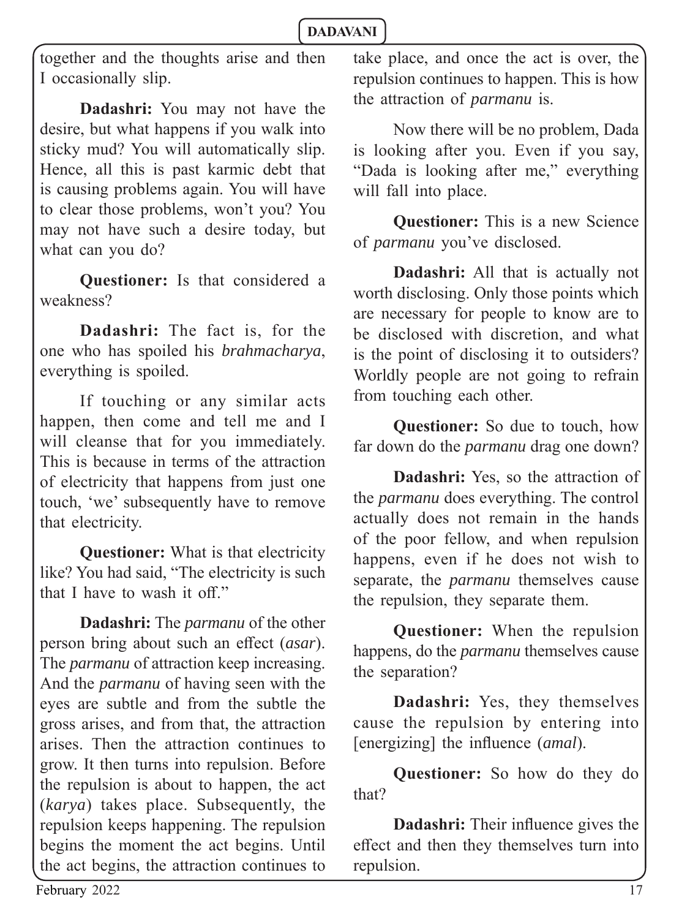together and the thoughts arise and then I occasionally slip.

**Dadashri:** You may not have the desire, but what happens if you walk into sticky mud? You will automatically slip. Hence, all this is past karmic debt that is causing problems again. You will have to clear those problems, won't you? You may not have such a desire today, but what can you do?

**Questioner:** Is that considered a weakness?

**Dadashri:** The fact is, for the one who has spoiled his *brahmacharya*, everything is spoiled.

If touching or any similar acts happen, then come and tell me and I will cleanse that for you immediately. This is because in terms of the attraction of electricity that happens from just one touch, 'we' subsequently have to remove that electricity.

**Questioner:** What is that electricity like? You had said, "The electricity is such that I have to wash it off."

**Dadashri:** The *parmanu* of the other person bring about such an effect (*asar*). The *parmanu* of attraction keep increasing. And the *parmanu* of having seen with the eyes are subtle and from the subtle the gross arises, and from that, the attraction arises. Then the attraction continues to grow. It then turns into repulsion. Before the repulsion is about to happen, the act (*karya*) takes place. Subsequently, the repulsion keeps happening. The repulsion begins the moment the act begins. Until the act begins, the attraction continues to take place, and once the act is over, the repulsion continues to happen. This is how the attraction of *parmanu* is.

Now there will be no problem, Dada is looking after you. Even if you say, "Dada is looking after me," everything will fall into place.

**Questioner:** This is a new Science of *parmanu* you've disclosed.

**Dadashri:** All that is actually not worth disclosing. Only those points which are necessary for people to know are to be disclosed with discretion, and what is the point of disclosing it to outsiders? Worldly people are not going to refrain from touching each other.

**Questioner:** So due to touch, how far down do the *parmanu* drag one down?

**Dadashri:** Yes, so the attraction of the *parmanu* does everything. The control actually does not remain in the hands of the poor fellow, and when repulsion happens, even if he does not wish to separate, the *parmanu* themselves cause the repulsion, they separate them.

**Questioner:** When the repulsion happens, do the *parmanu* themselves cause the separation?

**Dadashri:** Yes, they themselves cause the repulsion by entering into [energizing] the influence (*amal*).

**Questioner:** So how do they do that?

**Dadashri:** Their influence gives the effect and then they themselves turn into repulsion.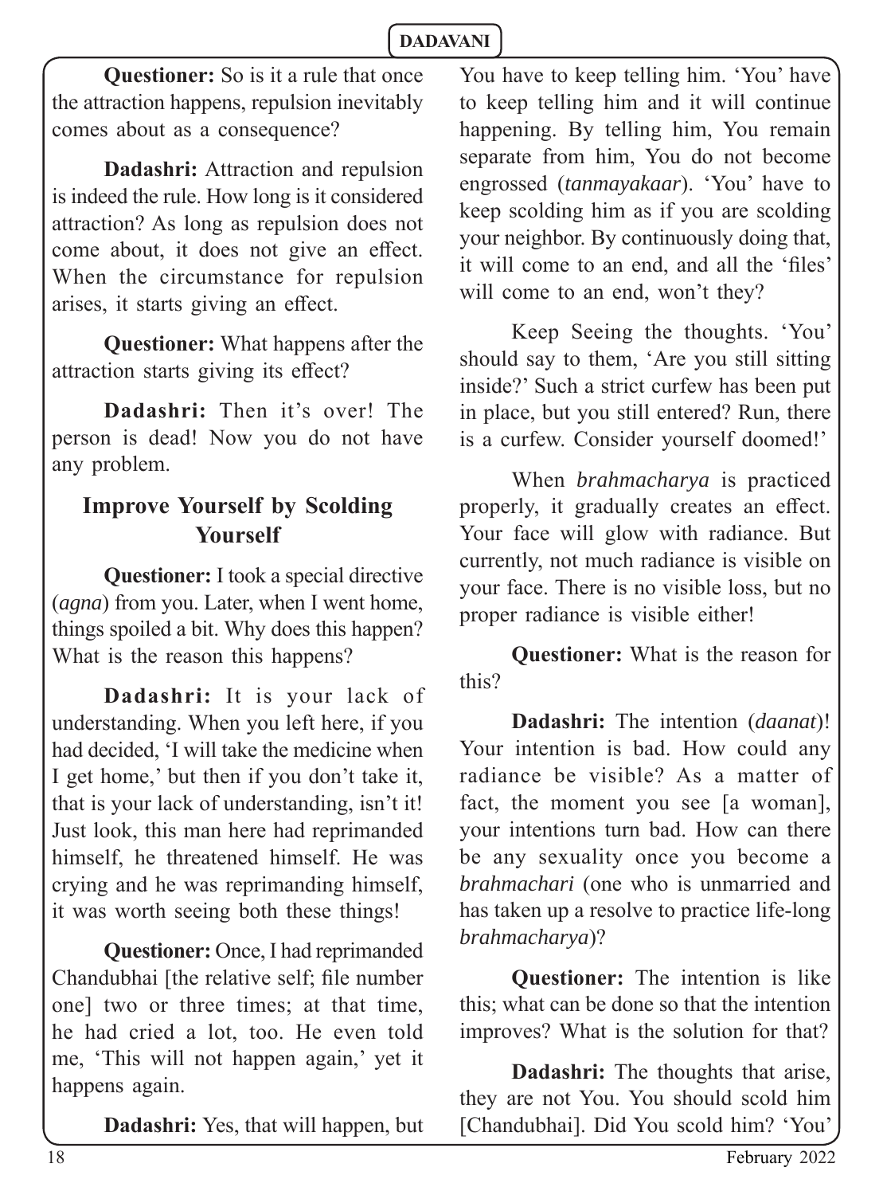**Questioner:** So is it a rule that once the attraction happens, repulsion inevitably comes about as a consequence?

**Dadashri:** Attraction and repulsion is indeed the rule. How long is it considered attraction? As long as repulsion does not come about, it does not give an effect. When the circumstance for repulsion arises, it starts giving an effect.

**Questioner:** What happens after the attraction starts giving its effect?

**Dadashri:** Then it's over! The person is dead! Now you do not have any problem.

## Improve Yourself by Scolding Yourself

**Questioner:** I took a special directive (*agna*) from you. Later, when I went home, things spoiled a bit. Why does this happen? What is the reason this happens?

**Dadashri:** It is your lack of understanding. When you left here, if you had decided, 'I will take the medicine when I get home,' but then if you don't take it, that is your lack of understanding, isn't it! Just look, this man here had reprimanded himself, he threatened himself. He was crying and he was reprimanding himself, it was worth seeing both these things!

**Questioner:** Once, I had reprimanded Chandubhai [the relative self; file number one] two or three times; at that time, he had cried a lot, too. He even told me, 'This will not happen again,' yet it happens again.

**Dadashri:** Yes, that will happen, but You have to keep telling him. 'You' have to keep telling him and it will continue happening. By telling him, You remain separate from him, You do not become engrossed (*tanmayakaar*). 'You' have to keep scolding him as if you are scolding your neighbor. By continuously doing that, it will come to an end, and all the 'files' will come to an end, won't they?

Keep Seeing the thoughts. 'You' should say to them, 'Are you still sitting inside?' Such a strict curfew has been put in place, but you still entered? Run, there is a curfew. Consider yourself doomed!'

When *brahmacharya* is practiced properly, it gradually creates an effect. Your face will glow with radiance. But currently, not much radiance is visible on your face. There is no visible loss, but no proper radiance is visible either!

**Questioner:** What is the reason for this?

**Dadashri:** The intention (*daanat*)! Your intention is bad. How could any radiance be visible? As a matter of fact, the moment you see [a woman], your intentions turn bad. How can there be any sexuality once you become a *brahmachari* (one who is unmarried and has taken up a resolve to practice life-long *brahmacharya*)?

**Questioner:** The intention is like this; what can be done so that the intention improves? What is the solution for that?

**Dadashri:** The thoughts that arise, they are not You. You should scold him [Chandubhai]. Did You scold him? 'You'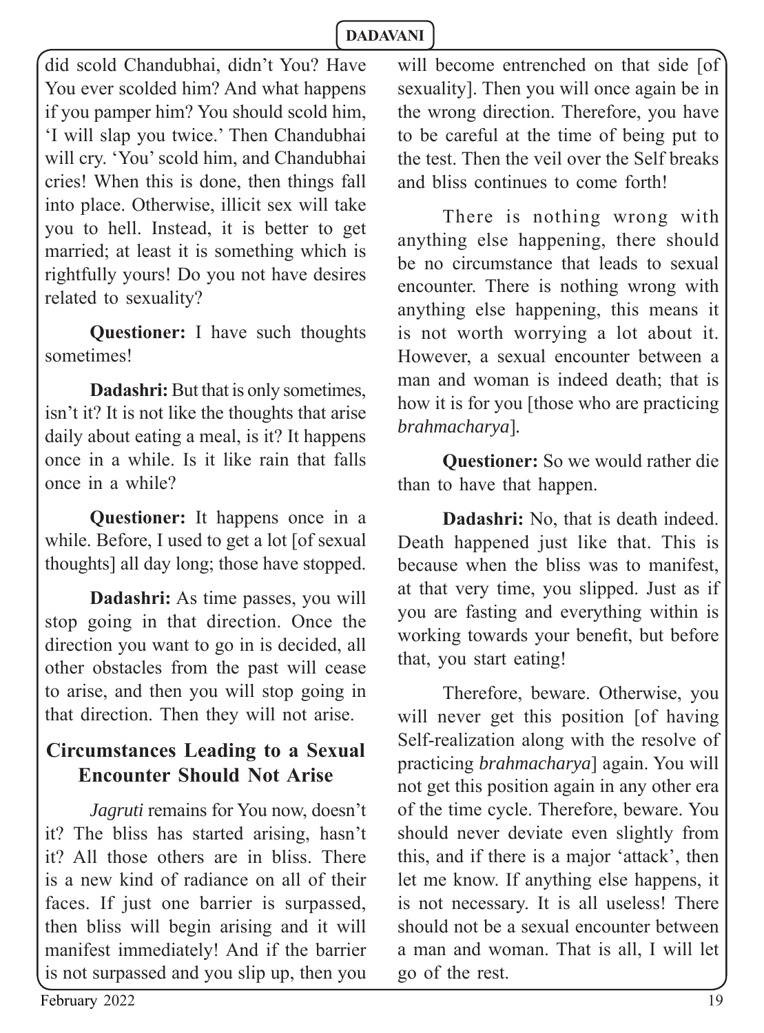did scold Chandubhai, didn't You? Have You ever scolded him? And what happens if you pamper him? You should scold him, 'I will slap you twice.' Then Chandubhai will cry. 'You' scold him, and Chandubhai cries! When this is done, then things fall into place. Otherwise, illicit sex will take you to hell. Instead, it is better to get married; at least it is something which is rightfully yours! Do you not have desires related to sexuality?

**Questioner:** I have such thoughts sometimes!

**Dadashri:** But that is only sometimes, isn't it? It is not like the thoughts that arise daily about eating a meal, is it? It happens once in a while. Is it like rain that falls once in a while?

**Questioner:** It happens once in a while. Before, I used to get a lot [of sexual thoughts] all day long; those have stopped.

**Dadashri:** As time passes, you will stop going in that direction. Once the direction you want to go in is decided, all other obstacles from the past will cease to arise, and then you will stop going in that direction. Then they will not arise.

## Circumstances Leading to a Sexual Encounter Should Not Arise

*Jagruti* remains for You now, doesn't it? The bliss has started arising, hasn't it? All those others are in bliss. There is a new kind of radiance on all of their faces. If just one barrier is surpassed, then bliss will begin arising and it will manifest immediately! And if the barrier is not surpassed and you slip up, then you will become entrenched on that side [of sexuality]. Then you will once again be in the wrong direction. Therefore, you have to be careful at the time of being put to the test. Then the veil over the Self breaks and bliss continues to come forth!

There is nothing wrong with anything else happening, there should be no circumstance that leads to sexual encounter. There is nothing wrong with anything else happening, this means it is not worth worrying a lot about it. However, a sexual encounter between a man and woman is indeed death; that is how it is for you [those who are practicing *brahmacharya*].

**Questioner:** So we would rather die than to have that happen.

**Dadashri:** No, that is death indeed. Death happened just like that. This is because when the bliss was to manifest, at that very time, you slipped. Just as if you are fasting and everything within is working towards your benefit, but before that, you start eating!

Therefore, beware. Otherwise, you will never get this position [of having Self-realization along with the resolve of practicing *brahmacharya*] again. You will not get this position again in any other era of the time cycle. Therefore, beware. You should never deviate even slightly from this, and if there is a major 'attack', then let me know. If anything else happens, it is not necessary. It is all useless! There should not be a sexual encounter between a man and woman. That is all, I will let go of the rest.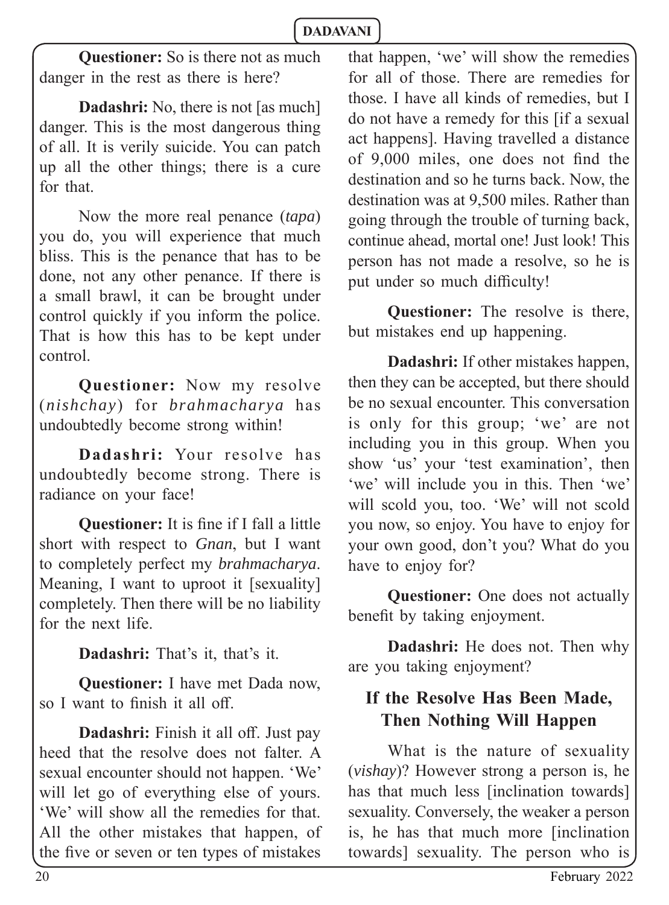**Questioner:** So is there not as much danger in the rest as there is here?

**Dadashri:** No, there is not [as much] danger. This is the most dangerous thing of all. It is verily suicide. You can patch up all the other things; there is a cure for that.

Now the more real penance (*tapa*) you do, you will experience that much bliss. This is the penance that has to be done, not any other penance. If there is a small brawl, it can be brought under control quickly if you inform the police. That is how this has to be kept under control.

**Questioner:** Now my resolve (*nishchay*) for *brahmacharya* has undoubtedly become strong within!

**Dadashri:** Your resolve has undoubtedly become strong. There is radiance on your face!

**Questioner:** It is fine if I fall a little short with respect to *Gnan*, but I want to completely perfect my *brahmacharya*. Meaning, I want to uproot it [sexuality] completely. Then there will be no liability for the next life.

**Dadashri:** That's it, that's it.

**Questioner:** I have met Dada now, so I want to finish it all off.

**Dadashri:** Finish it all off. Just pay heed that the resolve does not falter. A sexual encounter should not happen. 'We' will let go of everything else of yours. 'We' will show all the remedies for that. All the other mistakes that happen, of the five or seven or ten types of mistakes that happen, 'we' will show the remedies for all of those. There are remedies for those. I have all kinds of remedies, but I do not have a remedy for this [if a sexual act happens]. Having travelled a distance of 9,000 miles, one does not find the destination and so he turns back. Now, the destination was at 9,500 miles. Rather than going through the trouble of turning back, continue ahead, mortal one! Just look! This person has not made a resolve, so he is put under so much difficulty!

**Questioner:** The resolve is there, but mistakes end up happening.

**Dadashri:** If other mistakes happen, then they can be accepted, but there should be no sexual encounter. This conversation is only for this group; 'we' are not including you in this group. When you show 'us' your 'test examination', then 'we' will include you in this. Then 'we' will scold you, too. 'We' will not scold you now, so enjoy. You have to enjoy for your own good, don't you? What do you have to enjoy for?

**Questioner:** One does not actually benefit by taking enjoyment.

**Dadashri:** He does not. Then why are you taking enjoyment?

## If the Resolve Has Been Made, Then Nothing Will Happen

What is the nature of sexuality (*vishay*)? However strong a person is, he has that much less [inclination towards] sexuality. Conversely, the weaker a person is, he has that much more [inclination towards] sexuality. The person who is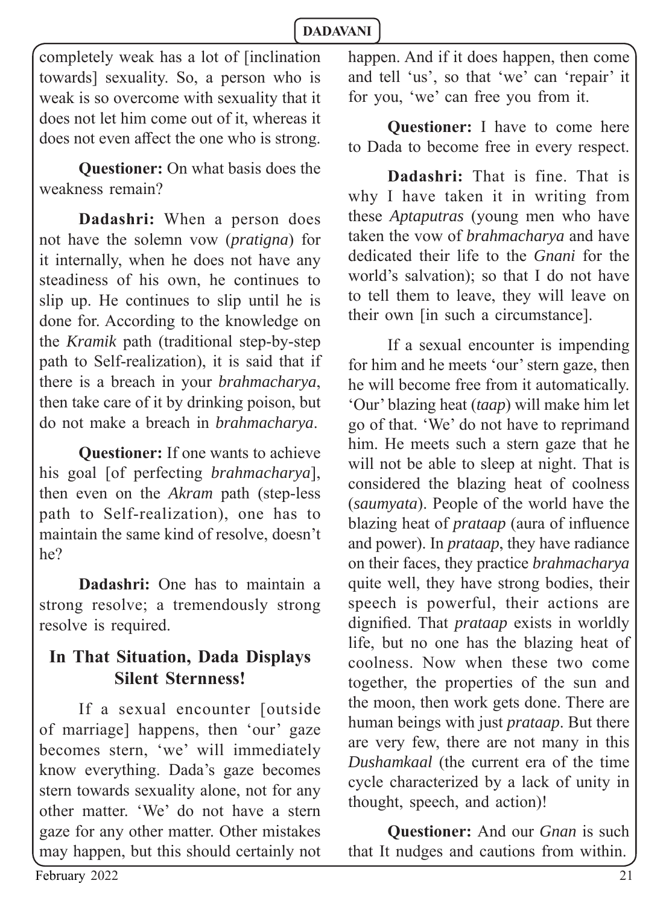completely weak has a lot of [inclination towards] sexuality. So, a person who is weak is so overcome with sexuality that it does not let him come out of it, whereas it does not even affect the one who is strong.

**Questioner:** On what basis does the weakness remain?

**Dadashri:** When a person does not have the solemn vow (*pratigna*) for it internally, when he does not have any steadiness of his own, he continues to slip up. He continues to slip until he is done for. According to the knowledge on the *Kramik* path (traditional step-by-step path to Self-realization), it is said that if there is a breach in your *brahmacharya*, then take care of it by drinking poison, but do not make a breach in *brahmacharya*.

**Questioner:** If one wants to achieve his goal [of perfecting *brahmacharya*], then even on the *Akram* path (step-less path to Self-realization), one has to maintain the same kind of resolve, doesn't he?

**Dadashri:** One has to maintain a strong resolve; a tremendously strong resolve is required.

## In That Situation, Dada Displays Silent Sternness!

If a sexual encounter [outside of marriage] happens, then 'our' gaze becomes stern, 'we' will immediately know everything. Dada's gaze becomes stern towards sexuality alone, not for any other matter. 'We' do not have a stern gaze for any other matter. Other mistakes may happen, but this should certainly not happen. And if it does happen, then come and tell 'us', so that 'we' can 'repair' it for you, 'we' can free you from it.

**Questioner:** I have to come here to Dada to become free in every respect.

**Dadashri:** That is fine. That is why I have taken it in writing from these *Aptaputras* (young men who have taken the vow of *brahmacharya* and have dedicated their life to the *Gnani* for the world's salvation); so that I do not have to tell them to leave, they will leave on their own [in such a circumstance].

If a sexual encounter is impending for him and he meets 'our' stern gaze, then he will become free from it automatically. 'Our' blazing heat (*taap*) will make him let go of that. 'We' do not have to reprimand him. He meets such a stern gaze that he will not be able to sleep at night. That is considered the blazing heat of coolness (*saumyata*). People of the world have the blazing heat of *prataap* (aura of influence and power). In *prataap*, they have radiance on their faces, they practice *brahmacharya* quite well, they have strong bodies, their speech is powerful, their actions are dignified. That *prataap* exists in worldly life, but no one has the blazing heat of coolness. Now when these two come together, the properties of the sun and the moon, then work gets done. There are human beings with just *prataap*. But there are very few, there are not many in this *Dushamkaal* (the current era of the time cycle characterized by a lack of unity in thought, speech, and action)!

**Questioner:** And our *Gnan* is such that It nudges and cautions from within.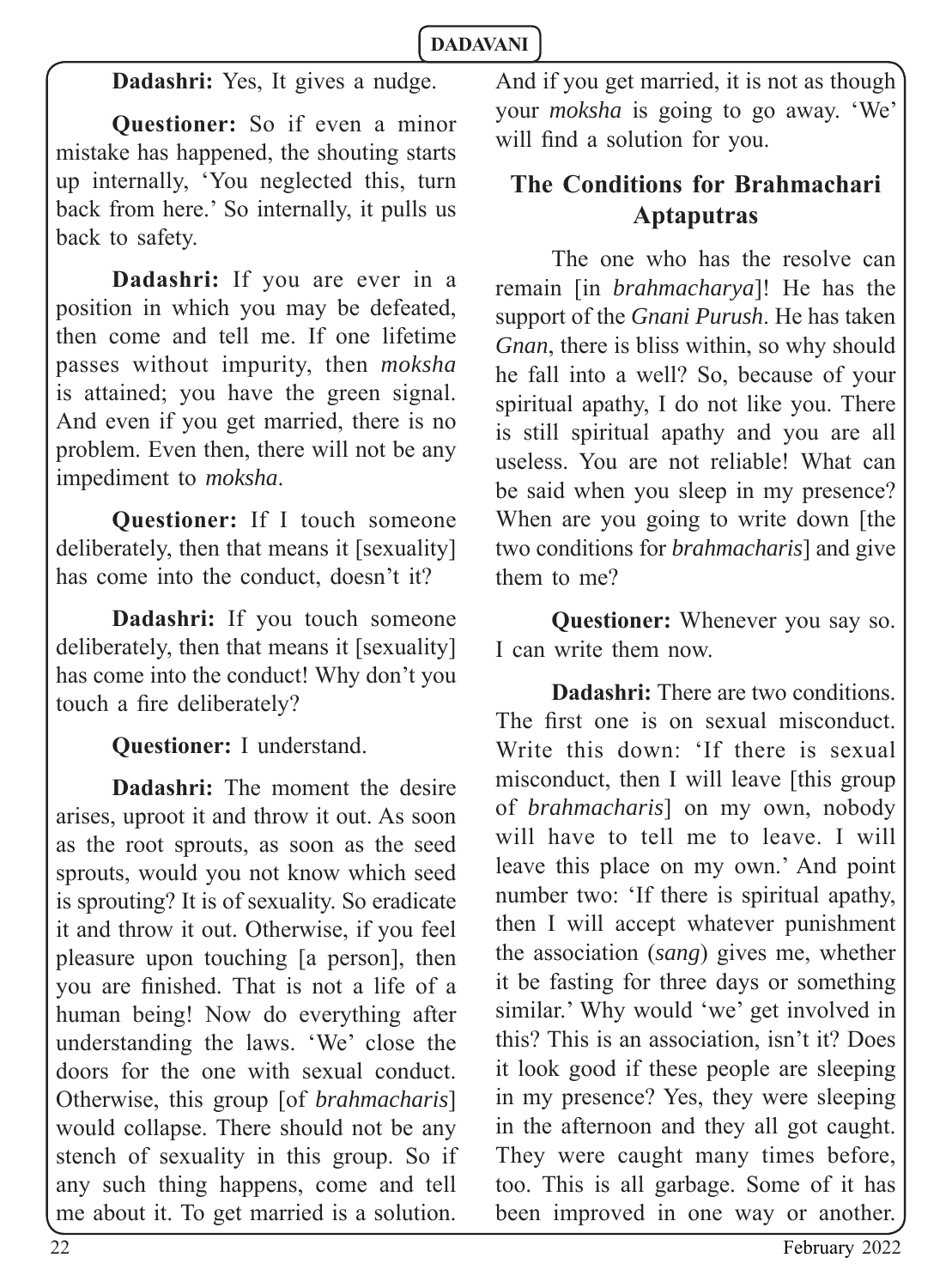**Dadashri:** Yes, It gives a nudge.

**Questioner:** So if even a minor mistake has happened, the shouting starts up internally, 'You neglected this, turn back from here.' So internally, it pulls us back to safety.

**Dadashri:** If you are ever in a position in which you may be defeated, then come and tell me. If one lifetime passes without impurity, then *moksha* is attained; you have the green signal. And even if you get married, there is no problem. Even then, there will not be any impediment to *moksha*.

**Questioner:** If I touch someone deliberately, then that means it [sexuality] has come into the conduct, doesn't it?

**Dadashri:** If you touch someone deliberately, then that means it [sexuality] has come into the conduct! Why don't you touch a fire deliberately?

**Questioner:** I understand.

**Dadashri:** The moment the desire arises, uproot it and throw it out. As soon as the root sprouts, as soon as the seed sprouts, would you not know which seed is sprouting? It is of sexuality. So eradicate it and throw it out. Otherwise, if you feel pleasure upon touching [a person], then you are finished. That is not a life of a human being! Now do everything after understanding the laws. 'We' close the doors for the one with sexual conduct. Otherwise, this group [of *brahmacharis*] would collapse. There should not be any stench of sexuality in this group. So if any such thing happens, come and tell me about it. To get married is a solution. And if you get married, it is not as though your *moksha* is going to go away. 'We' will find a solution for you.

## The Conditions for Brahmachari Aptaputras

The one who has the resolve can remain [in *brahmacharya*]! He has the support of the *Gnani Purush*. He has taken *Gnan*, there is bliss within, so why should he fall into a well? So, because of your spiritual apathy, I do not like you. There is still spiritual apathy and you are all useless. You are not reliable! What can be said when you sleep in my presence? When are you going to write down [the two conditions for *brahmacharis*] and give them to me?

**Questioner:** Whenever you say so. I can write them now.

**Dadashri:** There are two conditions. The first one is on sexual misconduct. Write this down: 'If there is sexual misconduct, then I will leave [this group of *brahmacharis*] on my own, nobody will have to tell me to leave. I will leave this place on my own.' And point number two: 'If there is spiritual apathy, then I will accept whatever punishment the association (*sang*) gives me, whether it be fasting for three days or something similar.' Why would 'we' get involved in this? This is an association, isn't it? Does it look good if these people are sleeping in my presence? Yes, they were sleeping in the afternoon and they all got caught. They were caught many times before, too. This is all garbage. Some of it has been improved in one way or another.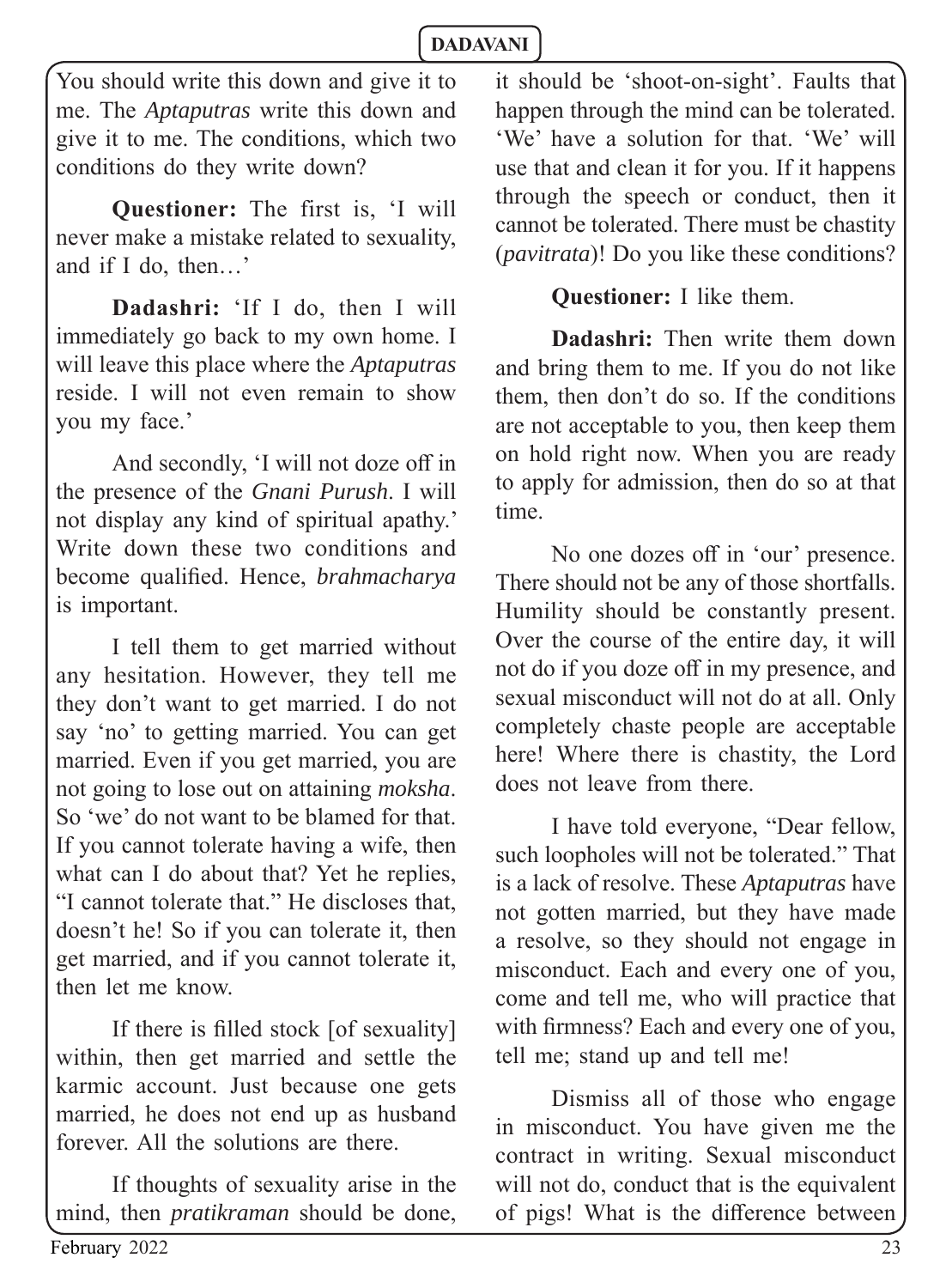You should write this down and give it to me. The *Aptaputras* write this down and give it to me. The conditions, which two conditions do they write down?

**Questioner:** The first is, 'I will never make a mistake related to sexuality, and if I do, then…'

**Dadashri:** 'If I do, then I will immediately go back to my own home. I will leave this place where the *Aptaputras* reside. I will not even remain to show you my face.'

And secondly, 'I will not doze off in the presence of the *Gnani Purush*. I will not display any kind of spiritual apathy.' Write down these two conditions and become qualified. Hence, *brahmacharya* is important.

I tell them to get married without any hesitation. However, they tell me they don't want to get married. I do not say 'no' to getting married. You can get married. Even if you get married, you are not going to lose out on attaining *moksha*. So 'we' do not want to be blamed for that. If you cannot tolerate having a wife, then what can I do about that? Yet he replies, "I cannot tolerate that." He discloses that, doesn't he! So if you can tolerate it, then get married, and if you cannot tolerate it, then let me know.

If there is filled stock [of sexuality] within, then get married and settle the karmic account. Just because one gets married, he does not end up as husband forever. All the solutions are there.

If thoughts of sexuality arise in the mind, then *pratikraman* should be done, it should be 'shoot-on-sight'. Faults that happen through the mind can be tolerated. 'We' have a solution for that. 'We' will use that and clean it for you. If it happens through the speech or conduct, then it cannot be tolerated. There must be chastity (*pavitrata*)! Do you like these conditions?

**Questioner:** I like them.

**Dadashri:** Then write them down and bring them to me. If you do not like them, then don't do so. If the conditions are not acceptable to you, then keep them on hold right now. When you are ready to apply for admission, then do so at that time.

No one dozes off in 'our' presence. There should not be any of those shortfalls. Humility should be constantly present. Over the course of the entire day, it will not do if you doze off in my presence, and sexual misconduct will not do at all. Only completely chaste people are acceptable here! Where there is chastity, the Lord does not leave from there.

I have told everyone, "Dear fellow, such loopholes will not be tolerated." That is a lack of resolve. These *Aptaputras* have not gotten married, but they have made a resolve, so they should not engage in misconduct. Each and every one of you, come and tell me, who will practice that with firmness? Each and every one of you, tell me; stand up and tell me!

Dismiss all of those who engage in misconduct. You have given me the contract in writing. Sexual misconduct will not do, conduct that is the equivalent of pigs! What is the difference between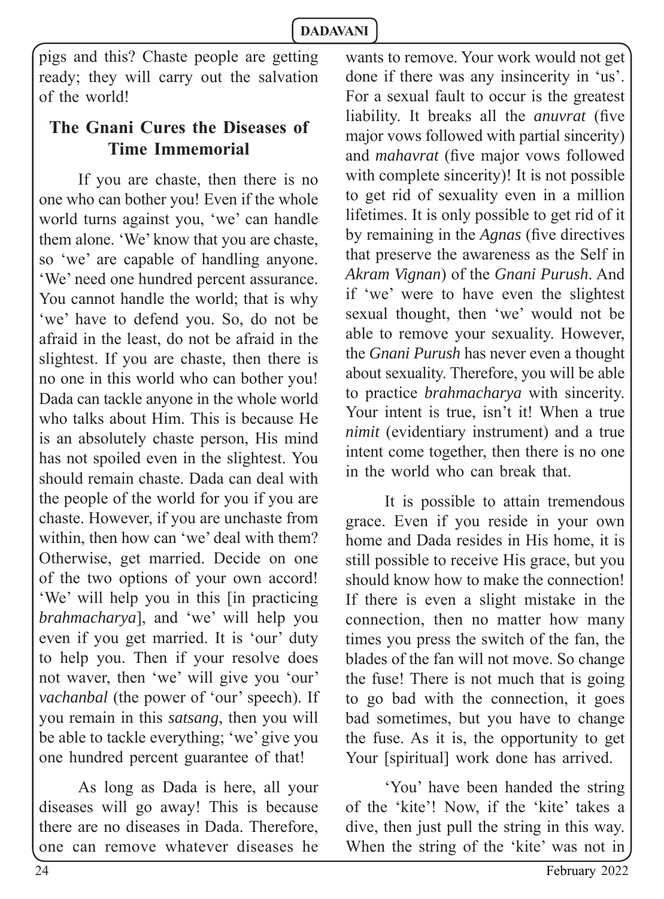pigs and this? Chaste people are getting ready; they will carry out the salvation of the world!

## The Gnani Cures the Diseases of Time Immemorial

If you are chaste, then there is no one who can bother you! Even if the whole world turns against you, 'we' can handle them alone. 'We' know that you are chaste, so 'we' are capable of handling anyone. 'We' need one hundred percent assurance. You cannot handle the world; that is why 'we' have to defend you. So, do not be afraid in the least, do not be afraid in the slightest. If you are chaste, then there is no one in this world who can bother you! Dada can tackle anyone in the whole world who talks about Him. This is because He is an absolutely chaste person, His mind has not spoiled even in the slightest. You should remain chaste. Dada can deal with the people of the world for you if you are chaste. However, if you are unchaste from within, then how can 'we' deal with them? Otherwise, get married. Decide on one of the two options of your own accord! 'We' will help you in this [in practicing *brahmacharya*], and 'we' will help you even if you get married. It is 'our' duty to help you. Then if your resolve does not waver, then 'we' will give you 'our' *vachanbal* (the power of 'our' speech). If you remain in this *satsang*, then you will be able to tackle everything; 'we' give you one hundred percent guarantee of that!

As long as Dada is here, all your diseases will go away! This is because there are no diseases in Dada. Therefore, one can remove whatever diseases he wants to remove. Your work would not get done if there was any insincerity in 'us'. For a sexual fault to occur is the greatest liability. It breaks all the *anuvrat* (five major vows followed with partial sincerity) and *mahavrat* (five major vows followed with complete sincerity)! It is not possible to get rid of sexuality even in a million lifetimes. It is only possible to get rid of it by remaining in the *Agnas* (five directives that preserve the awareness as the Self in *Akram Vignan*) of the *Gnani Purush*. And if 'we' were to have even the slightest sexual thought, then 'we' would not be able to remove your sexuality. However, the *Gnani Purush* has never even a thought about sexuality. Therefore, you will be able to practice *brahmacharya* with sincerity. Your intent is true, isn't it! When a true *nimit* (evidentiary instrument) and a true intent come together, then there is no one in the world who can break that.

It is possible to attain tremendous grace. Even if you reside in your own home and Dada resides in His home, it is still possible to receive His grace, but you should know how to make the connection! If there is even a slight mistake in the connection, then no matter how many times you press the switch of the fan, the blades of the fan will not move. So change the fuse! There is not much that is going to go bad with the connection, it goes bad sometimes, but you have to change the fuse. As it is, the opportunity to get Your [spiritual] work done has arrived.

'You' have been handed the string of the 'kite'! Now, if the 'kite' takes a dive, then just pull the string in this way. When the string of the 'kite' was not in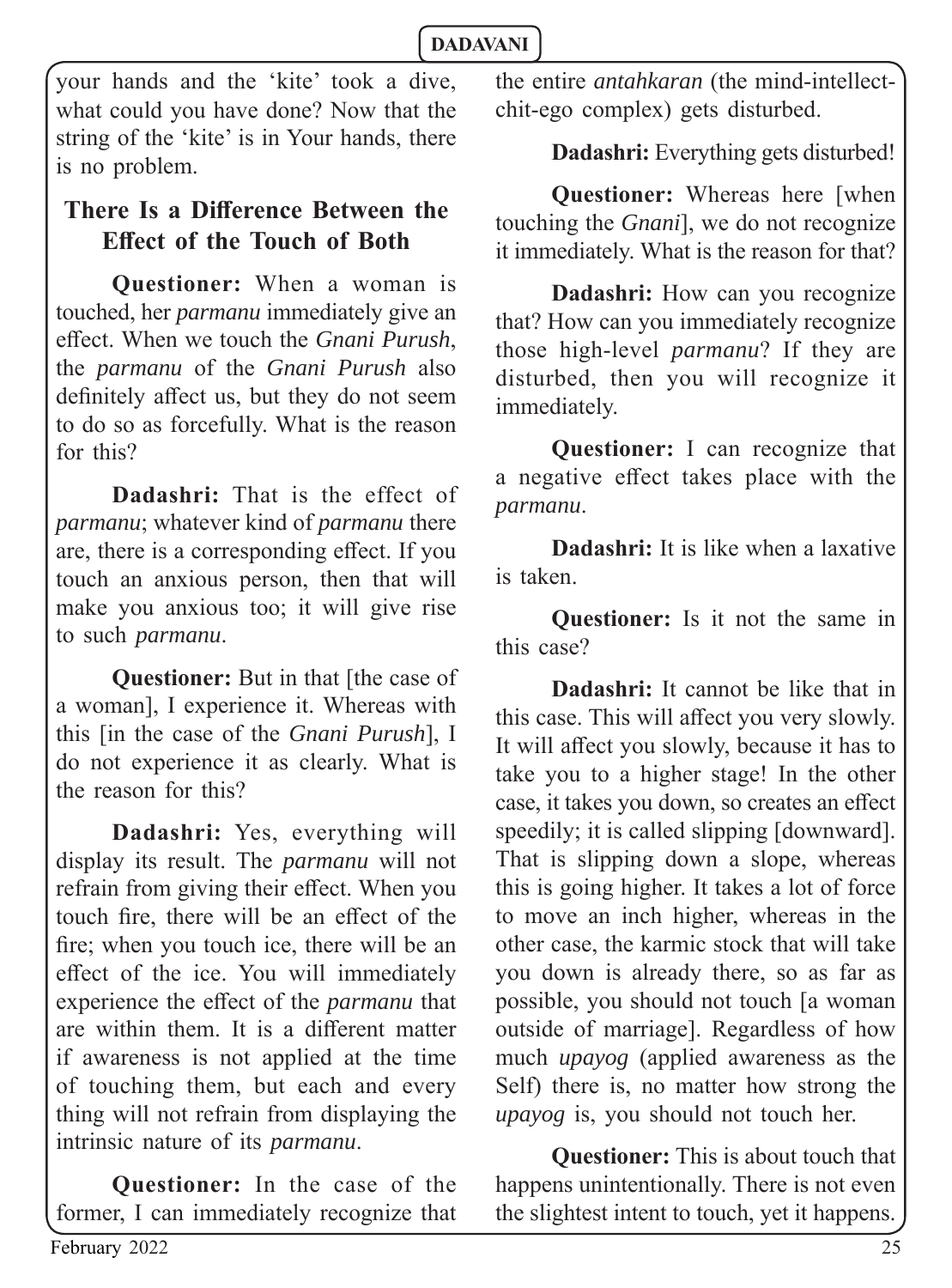your hands and the 'kite' took a dive, what could you have done? Now that the string of the 'kite' is in Your hands, there is no problem.

## There Is a Difference Between the Effect of the Touch of Both

**Questioner:** When a woman is touched, her *parmanu* immediately give an effect. When we touch the *Gnani Purush*, the *parmanu* of the *Gnani Purush* also definitely affect us, but they do not seem to do so as forcefully. What is the reason for this?

**Dadashri:** That is the effect of *parmanu*; whatever kind of *parmanu* there are, there is a corresponding effect. If you touch an anxious person, then that will make you anxious too; it will give rise to such *parmanu*.

**Questioner:** But in that [the case of a woman], I experience it. Whereas with this [in the case of the *Gnani Purush*], I do not experience it as clearly. What is the reason for this?

**Dadashri:** Yes, everything will display its result. The *parmanu* will not refrain from giving their effect. When you touch fire, there will be an effect of the fire; when you touch ice, there will be an effect of the ice. You will immediately experience the effect of the *parmanu* that are within them. It is a different matter if awareness is not applied at the time of touching them, but each and every thing will not refrain from displaying the intrinsic nature of its *parmanu*.

**Questioner:** In the case of the former, I can immediately recognize that the entire *antahkaran* (the mind-intellect-chit-ego complex) gets disturbed.

**Dadashri:** Everything gets disturbed!

**Questioner:** Whereas here [when touching the *Gnani*], we do not recognize it immediately. What is the reason for that?

**Dadashri:** How can you recognize that? How can you immediately recognize those high-level *parmanu*? If they are disturbed, then you will recognize it immediately.

**Questioner:** I can recognize that a negative effect takes place with the *parmanu*.

**Dadashri:** It is like when a laxative is taken.

**Questioner:** Is it not the same in this case?

**Dadashri:** It cannot be like that in this case. This will affect you very slowly. It will affect you slowly, because it has to take you to a higher stage! In the other case, it takes you down, so creates an effect speedily; it is called slipping [downward]. That is slipping down a slope, whereas this is going higher. It takes a lot of force to move an inch higher, whereas in the other case, the karmic stock that will take you down is already there, so as far as possible, you should not touch [a woman outside of marriage]. Regardless of how much *upayog* (applied awareness as the Self) there is, no matter how strong the *upayog* is, you should not touch her.

**Questioner:** This is about touch that happens unintentionally. There is not even the slightest intent to touch, yet it happens.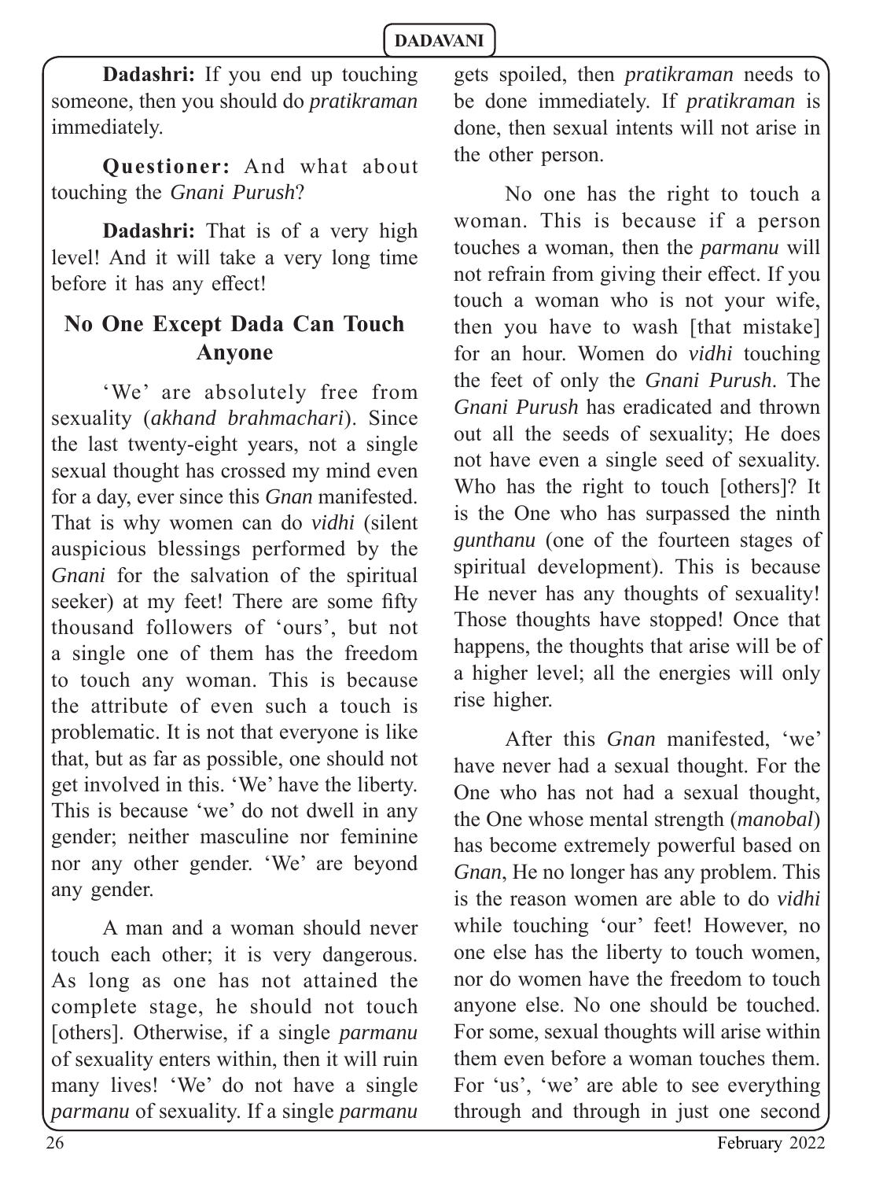**Dadashri:** If you end up touching someone, then you should do *pratikraman* immediately.

**Questioner:** And what about touching the *Gnani Purush*?

**Dadashri:** That is of a very high level! And it will take a very long time before it has any effect!

## No One Except Dada Can Touch Anyone

'We' are absolutely free from sexuality (*akhand brahmachari*). Since the last twenty-eight years, not a single sexual thought has crossed my mind even for a day, ever since this *Gnan* manifested. That is why women can do *vidhi* (silent auspicious blessings performed by the *Gnani* for the salvation of the spiritual seeker) at my feet! There are some fifty thousand followers of 'ours', but not a single one of them has the freedom to touch any woman. This is because the attribute of even such a touch is problematic. It is not that everyone is like that, but as far as possible, one should not get involved in this. 'We' have the liberty. This is because 'we' do not dwell in any gender; neither masculine nor feminine nor any other gender. 'We' are beyond any gender.

A man and a woman should never touch each other; it is very dangerous. As long as one has not attained the complete stage, he should not touch [others]. Otherwise, if a single *parmanu* of sexuality enters within, then it will ruin many lives! 'We' do not have a single *parmanu* of sexuality. If a single *parmanu* gets spoiled, then *pratikraman* needs to be done immediately. If *pratikraman* is done, then sexual intents will not arise in the other person.

No one has the right to touch a woman. This is because if a person touches a woman, then the *parmanu* will not refrain from giving their effect. If you touch a woman who is not your wife, then you have to wash [that mistake] for an hour. Women do *vidhi* touching the feet of only the *Gnani Purush*. The *Gnani Purush* has eradicated and thrown out all the seeds of sexuality; He does not have even a single seed of sexuality. Who has the right to touch [others]? It is the One who has surpassed the ninth *gunthanu* (one of the fourteen stages of spiritual development). This is because He never has any thoughts of sexuality! Those thoughts have stopped! Once that happens, the thoughts that arise will be of a higher level; all the energies will only rise higher.

After this *Gnan* manifested, 'we' have never had a sexual thought. For the One who has not had a sexual thought, the One whose mental strength (*manobal*) has become extremely powerful based on *Gnan*, He no longer has any problem. This is the reason women are able to do *vidhi* while touching 'our' feet! However, no one else has the liberty to touch women, nor do women have the freedom to touch anyone else. No one should be touched. For some, sexual thoughts will arise within them even before a woman touches them. For 'us', 'we' are able to see everything through and through in just one second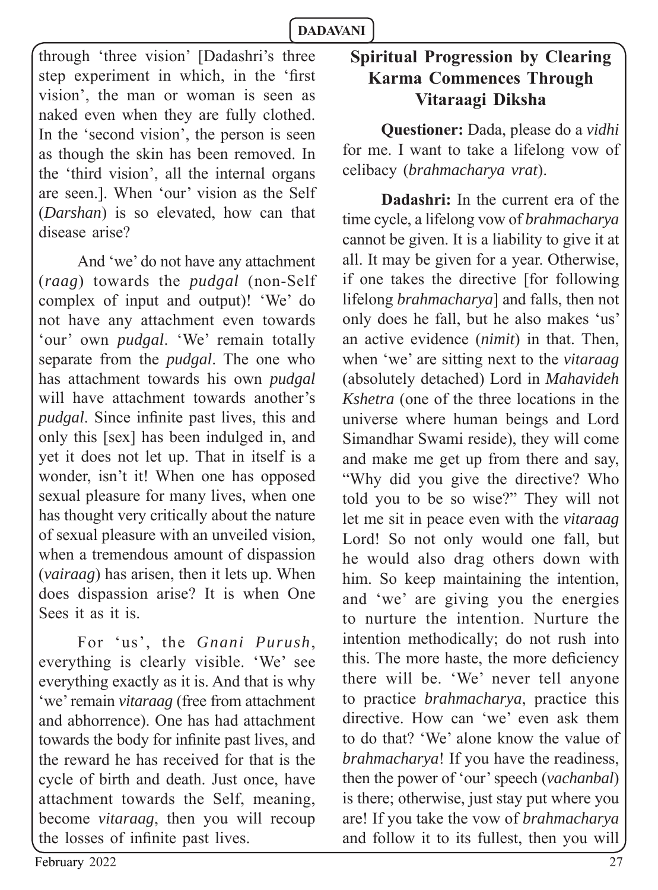through 'three vision' [Dadashri's three step experiment in which, in the 'first vision', the man or woman is seen as naked even when they are fully clothed. In the 'second vision', the person is seen as though the skin has been removed. In the 'third vision', all the internal organs are seen.]. When 'our' vision as the Self (*Darshan*) is so elevated, how can that disease arise?

And 'we' do not have any attachment (*raag*) towards the *pudgal* (non-Self complex of input and output)! 'We' do not have any attachment even towards 'our' own *pudgal*. 'We' remain totally separate from the *pudgal*. The one who has attachment towards his own *pudgal* will have attachment towards another's *pudgal*. Since infinite past lives, this and only this [sex] has been indulged in, and yet it does not let up. That in itself is a wonder, isn't it! When one has opposed sexual pleasure for many lives, when one has thought very critically about the nature of sexual pleasure with an unveiled vision, when a tremendous amount of dispassion (*vairaag*) has arisen, then it lets up. When does dispassion arise? It is when One Sees it as it is.

For 'us', the *Gnani Purush*, everything is clearly visible. 'We' see everything exactly as it is. And that is why 'we' remain *vitaraag* (free from attachment and abhorrence). One has had attachment towards the body for infinite past lives, and the reward he has received for that is the cycle of birth and death. Just once, have attachment towards the Self, meaning, become *vitaraag*, then you will recoup the losses of infinite past lives.

## Spiritual Progression by Clearing Karma Commences Through Vitaraagi Diksha

**Questioner:** Dada, please do a *vidhi* for me. I want to take a lifelong vow of celibacy (*brahmacharya vrat*).

**Dadashri:** In the current era of the time cycle, a lifelong vow of *brahmacharya* cannot be given. It is a liability to give it at all. It may be given for a year. Otherwise, if one takes the directive [for following lifelong *brahmacharya*] and falls, then not only does he fall, but he also makes 'us' an active evidence (*nimit*) in that. Then, when 'we' are sitting next to the *vitaraag* (absolutely detached) Lord in *Mahavideh Kshetra* (one of the three locations in the universe where human beings and Lord Simandhar Swami reside), they will come and make me get up from there and say, "Why did you give the directive? Who told you to be so wise?" They will not let me sit in peace even with the *vitaraag* Lord! So not only would one fall, but he would also drag others down with him. So keep maintaining the intention, and 'we' are giving you the energies to nurture the intention. Nurture the intention methodically; do not rush into this. The more haste, the more deficiency there will be. 'We' never tell anyone to practice *brahmacharya*, practice this directive. How can 'we' even ask them to do that? 'We' alone know the value of *brahmacharya*! If you have the readiness, then the power of 'our' speech (*vachanbal*) is there; otherwise, just stay put where you are! If you take the vow of *brahmacharya* and follow it to its fullest, then you will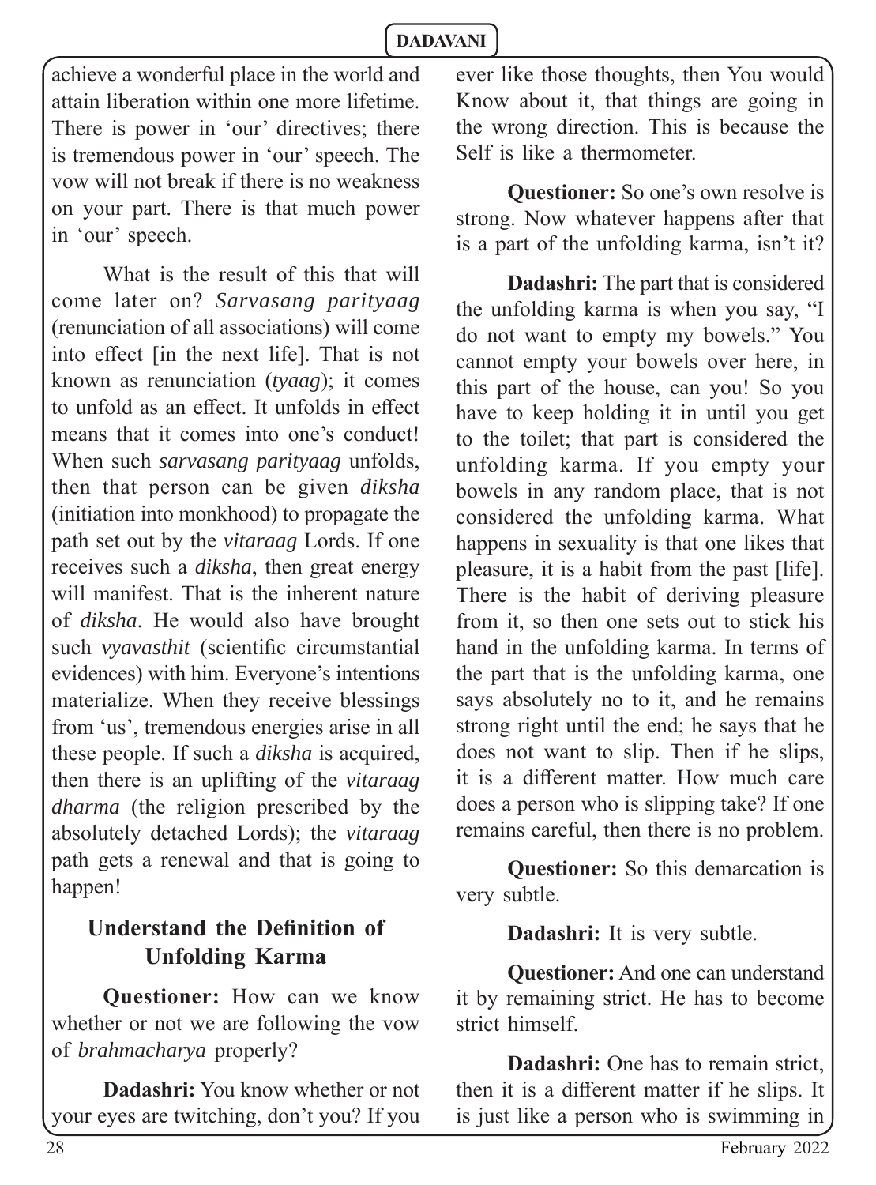achieve a wonderful place in the world and attain liberation within one more lifetime. There is power in 'our' directives; there is tremendous power in 'our' speech. The vow will not break if there is no weakness on your part. There is that much power in 'our' speech.

What is the result of this that will come later on? *Sarvasang parityaag* (renunciation of all associations) will come into effect [in the next life]. That is not known as renunciation (*tyaag*); it comes to unfold as an effect. It unfolds in effect means that it comes into one's conduct! When such *sarvasang parityaag* unfolds, then that person can be given *diksha* (initiation into monkhood) to propagate the path set out by the *vitaraag* Lords. If one receives such a *diksha*, then great energy will manifest. That is the inherent nature of *diksha*. He would also have brought such *vyavasthit* (scientific circumstantial evidences) with him. Everyone's intentions materialize. When they receive blessings from 'us', tremendous energies arise in all these people. If such a *diksha* is acquired, then there is an uplifting of the *vitaraag dharma* (the religion prescribed by the absolutely detached Lords); the *vitaraag* path gets a renewal and that is going to happen!

## Understand the Definition of Unfolding Karma

**Questioner:** How can we know whether or not we are following the vow of *brahmacharya* properly?

**Dadashri:** You know whether or not your eyes are twitching, don't you? If you ever like those thoughts, then You would Know about it, that things are going in the wrong direction. This is because the Self is like a thermometer.

**Questioner:** So one's own resolve is strong. Now whatever happens after that is a part of the unfolding karma, isn't it?

**Dadashri:** The part that is considered the unfolding karma is when you say, "I do not want to empty my bowels." You cannot empty your bowels over here, in this part of the house, can you! So you have to keep holding it in until you get to the toilet; that part is considered the unfolding karma. If you empty your bowels in any random place, that is not considered the unfolding karma. What happens in sexuality is that one likes that pleasure, it is a habit from the past [life]. There is the habit of deriving pleasure from it, so then one sets out to stick his hand in the unfolding karma. In terms of the part that is the unfolding karma, one says absolutely no to it, and he remains strong right until the end; he says that he does not want to slip. Then if he slips, it is a different matter. How much care does a person who is slipping take? If one remains careful, then there is no problem.

**Questioner:** So this demarcation is very subtle.

**Dadashri:** It is very subtle.

**Questioner:** And one can understand it by remaining strict. He has to become strict himself.

**Dadashri:** One has to remain strict, then it is a different matter if he slips. It is just like a person who is swimming in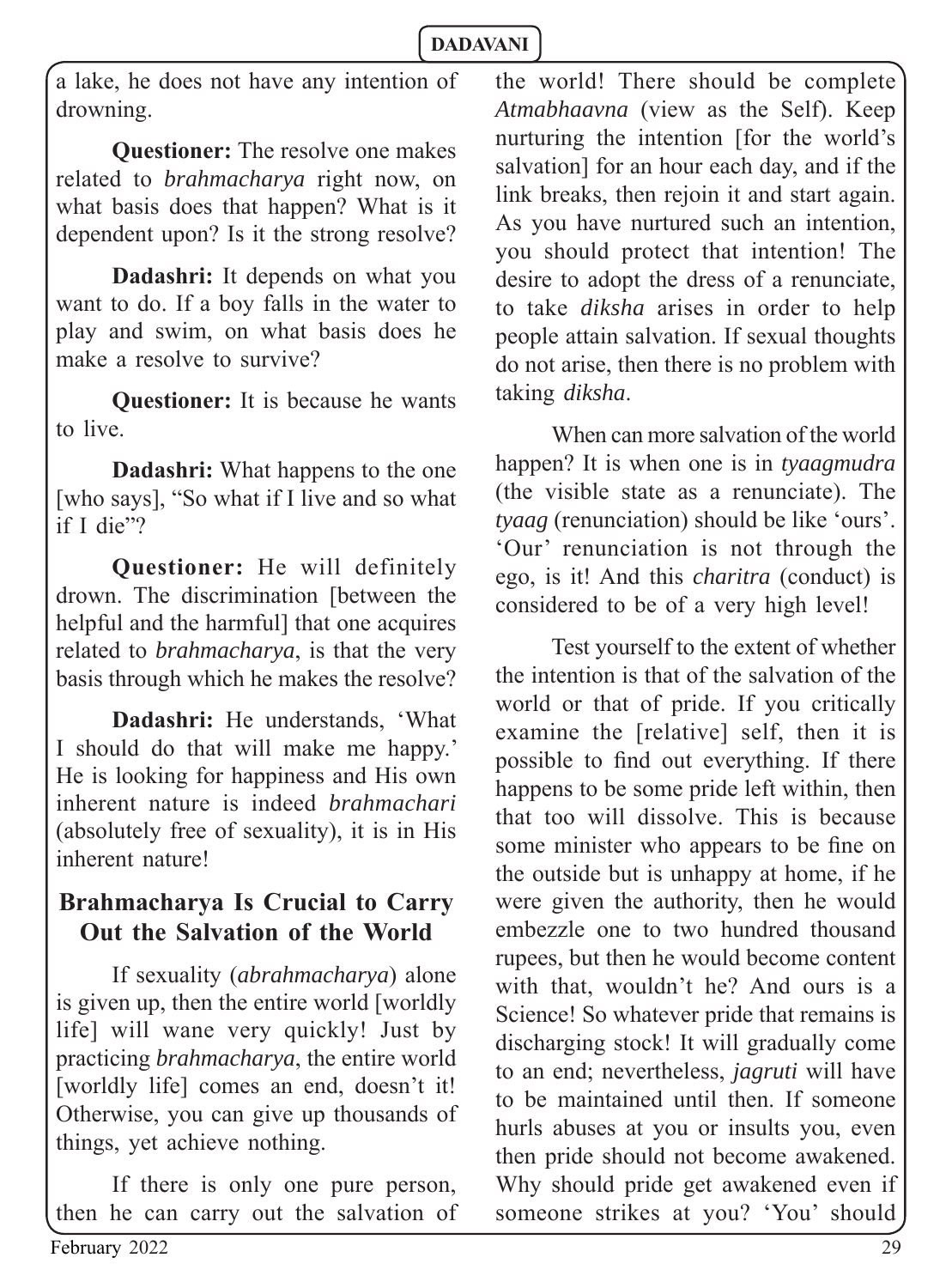a lake, he does not have any intention of drowning.

**Questioner:** The resolve one makes related to *brahmacharya* right now, on what basis does that happen? What is it dependent upon? Is it the strong resolve?

**Dadashri:** It depends on what you want to do. If a boy falls in the water to play and swim, on what basis does he make a resolve to survive?

**Questioner:** It is because he wants to live.

**Dadashri:** What happens to the one [who says], "So what if I live and so what if I die"?

**Questioner:** He will definitely drown. The discrimination [between the helpful and the harmful] that one acquires related to *brahmacharya*, is that the very basis through which he makes the resolve?

**Dadashri:** He understands, 'What I should do that will make me happy.' He is looking for happiness and His own inherent nature is indeed *brahmachari* (absolutely free of sexuality), it is in His inherent nature!

## Brahmacharya Is Crucial to Carry Out the Salvation of the World

If sexuality (*abrahmacharya*) alone is given up, then the entire world [worldly life] will wane very quickly! Just by practicing *brahmacharya*, the entire world [worldly life] comes an end, doesn't it! Otherwise, you can give up thousands of things, yet achieve nothing.

If there is only one pure person, then he can carry out the salvation of the world! There should be complete *Atmabhaavna* (view as the Self). Keep nurturing the intention [for the world's salvation] for an hour each day, and if the link breaks, then rejoin it and start again. As you have nurtured such an intention, you should protect that intention! The desire to adopt the dress of a renunciate, to take *diksha* arises in order to help people attain salvation. If sexual thoughts do not arise, then there is no problem with taking *diksha*.

When can more salvation of the world happen? It is when one is in *tyaagmudra* (the visible state as a renunciate). The *tyaag* (renunciation) should be like 'ours'. 'Our' renunciation is not through the ego, is it! And this *charitra* (conduct) is considered to be of a very high level!

Test yourself to the extent of whether the intention is that of the salvation of the world or that of pride. If you critically examine the [relative] self, then it is possible to find out everything. If there happens to be some pride left within, then that too will dissolve. This is because some minister who appears to be fine on the outside but is unhappy at home, if he were given the authority, then he would embezzle one to two hundred thousand rupees, but then he would become content with that, wouldn't he? And ours is a Science! So whatever pride that remains is discharging stock! It will gradually come to an end; nevertheless, *jagruti* will have to be maintained until then. If someone hurls abuses at you or insults you, even then pride should not become awakened. Why should pride get awakened even if someone strikes at you? 'You' should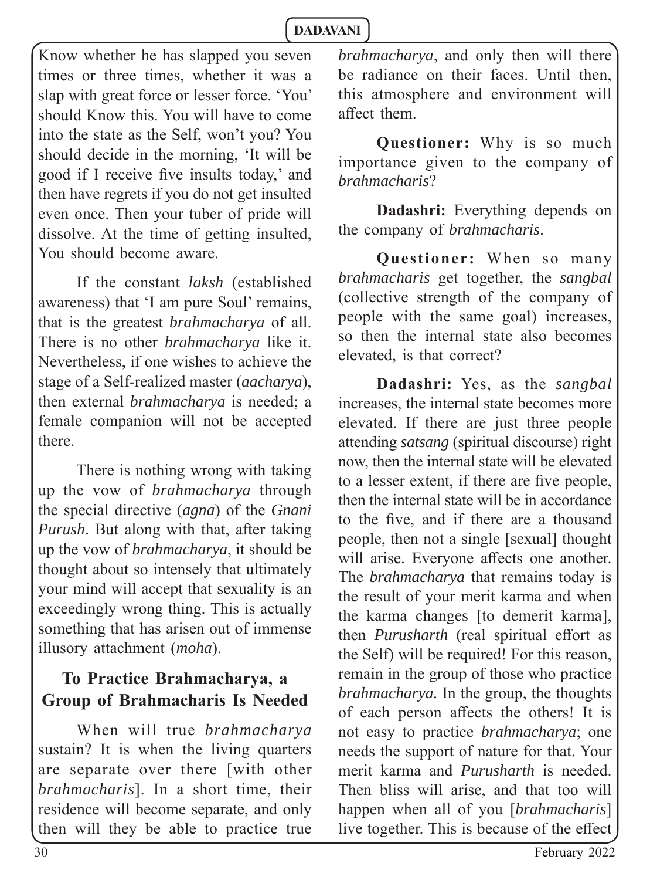Know whether he has slapped you seven times or three times, whether it was a slap with great force or lesser force. 'You' should Know this. You will have to come into the state as the Self, won't you? You should decide in the morning, 'It will be good if I receive five insults today,' and then have regrets if you do not get insulted even once. Then your tuber of pride will dissolve. At the time of getting insulted, You should become aware.

If the constant *laksh* (established awareness) that 'I am pure Soul' remains, that is the greatest *brahmacharya* of all. There is no other *brahmacharya* like it. Nevertheless, if one wishes to achieve the stage of a Self-realized master (*aacharya*), then external *brahmacharya* is needed; a female companion will not be accepted there.

There is nothing wrong with taking up the vow of *brahmacharya* through the special directive (*agna*) of the *Gnani Purush*. But along with that, after taking up the vow of *brahmacharya*, it should be thought about so intensely that ultimately your mind will accept that sexuality is an exceedingly wrong thing. This is actually something that has arisen out of immense illusory attachment (*moha*).

## To Practice Brahmacharya, a Group of Brahmacharis Is Needed

When will true *brahmacharya* sustain? It is when the living quarters are separate over there [with other *brahmacharis*]. In a short time, their residence will become separate, and only then will they be able to practice true *brahmacharya*, and only then will there be radiance on their faces. Until then, this atmosphere and environment will affect them.

**Questioner:** Why is so much importance given to the company of *brahmacharis*?

**Dadashri:** Everything depends on the company of *brahmacharis*.

**Questioner:** When so many *brahmacharis* get together, the *sangbal* (collective strength of the company of people with the same goal) increases, so then the internal state also becomes elevated, is that correct?

**Dadashri:** Yes, as the *sangbal* increases, the internal state becomes more elevated. If there are just three people attending *satsang* (spiritual discourse) right now, then the internal state will be elevated to a lesser extent, if there are five people, then the internal state will be in accordance to the five, and if there are a thousand people, then not a single [sexual] thought will arise. Everyone affects one another. The *brahmacharya* that remains today is the result of your merit karma and when the karma changes [to demerit karma], then *Purusharth* (real spiritual effort as the Self) will be required! For this reason, remain in the group of those who practice *brahmacharya*. In the group, the thoughts of each person affects the others! It is not easy to practice *brahmacharya*; one needs the support of nature for that. Your merit karma and *Purusharth* is needed. Then bliss will arise, and that too will happen when all of you [*brahmacharis*] live together. This is because of the effect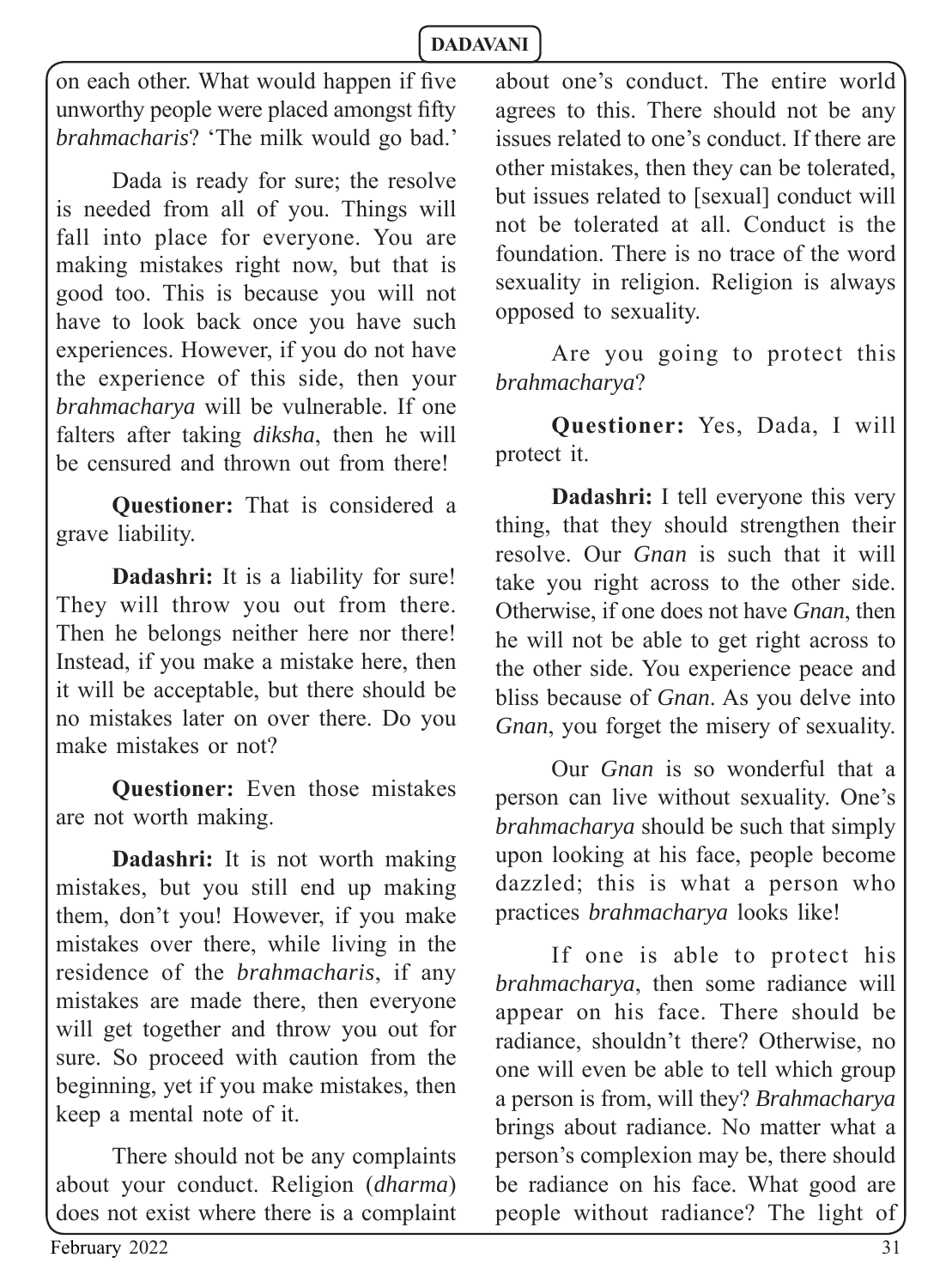on each other. What would happen if five unworthy people were placed amongst fifty *brahmacharis*? 'The milk would go bad.'

Dada is ready for sure; the resolve is needed from all of you. Things will fall into place for everyone. You are making mistakes right now, but that is good too. This is because you will not have to look back once you have such experiences. However, if you do not have the experience of this side, then your *brahmacharya* will be vulnerable. If one falters after taking *diksha*, then he will be censured and thrown out from there!

**Questioner:** That is considered a grave liability.

**Dadashri:** It is a liability for sure! They will throw you out from there. Then he belongs neither here nor there! Instead, if you make a mistake here, then it will be acceptable, but there should be no mistakes later on over there. Do you make mistakes or not?

**Questioner:** Even those mistakes are not worth making.

**Dadashri:** It is not worth making mistakes, but you still end up making them, don't you! However, if you make mistakes over there, while living in the residence of the *brahmacharis*, if any mistakes are made there, then everyone will get together and throw you out for sure. So proceed with caution from the beginning, yet if you make mistakes, then keep a mental note of it.

There should not be any complaints about your conduct. Religion (*dharma*) does not exist where there is a complaint about one's conduct. The entire world agrees to this. There should not be any issues related to one's conduct. If there are other mistakes, then they can be tolerated, but issues related to [sexual] conduct will not be tolerated at all. Conduct is the foundation. There is no trace of the word sexuality in religion. Religion is always opposed to sexuality.

Are you going to protect this *brahmacharya*?

**Questioner:** Yes, Dada, I will protect it.

**Dadashri:** I tell everyone this very thing, that they should strengthen their resolve. Our *Gnan* is such that it will take you right across to the other side. Otherwise, if one does not have *Gnan*, then he will not be able to get right across to the other side. You experience peace and bliss because of *Gnan*. As you delve into *Gnan*, you forget the misery of sexuality.

Our *Gnan* is so wonderful that a person can live without sexuality. One's *brahmacharya* should be such that simply upon looking at his face, people become dazzled; this is what a person who practices *brahmacharya* looks like!

If one is able to protect his *brahmacharya*, then some radiance will appear on his face. There should be radiance, shouldn't there? Otherwise, no one will even be able to tell which group a person is from, will they? *Brahmacharya* brings about radiance. No matter what a person's complexion may be, there should be radiance on his face. What good are people without radiance? The light of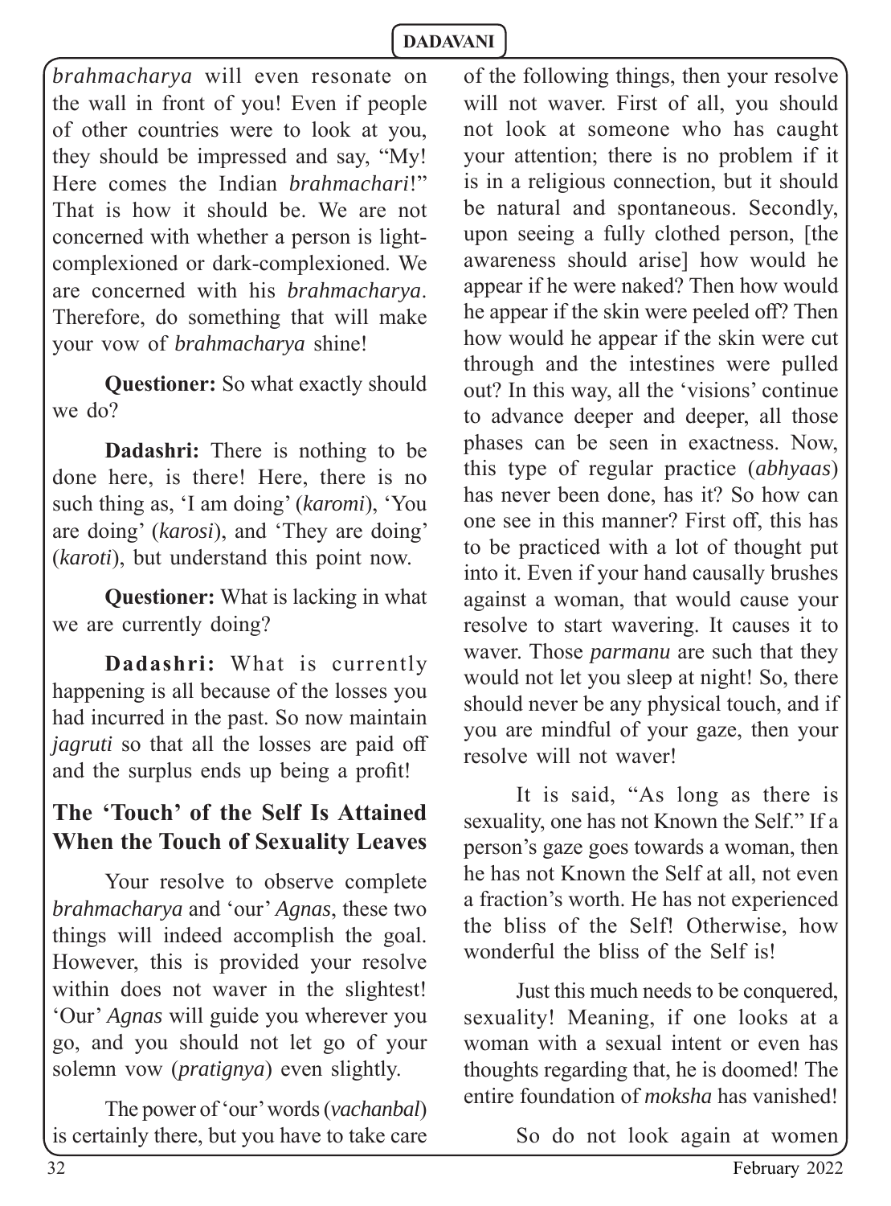*brahmacharya* will even resonate on the wall in front of you! Even if people of other countries were to look at you, they should be impressed and say, "My! Here comes the Indian *brahmachari*!" That is how it should be. We are not concerned with whether a person is light-complexioned or dark-complexioned. We are concerned with his *brahmacharya*. Therefore, do something that will make your vow of *brahmacharya* shine!

**Questioner:** So what exactly should we do?

**Dadashri:** There is nothing to be done here, is there! Here, there is no such thing as, 'I am doing' (*karomi*), 'You are doing' (*karosi*), and 'They are doing' (*karoti*), but understand this point now.

**Questioner:** What is lacking in what we are currently doing?

**Dadashri:** What is currently happening is all because of the losses you had incurred in the past. So now maintain *jagruti* so that all the losses are paid off and the surplus ends up being a profit!

## The 'Touch' of the Self Is Attained When the Touch of Sexuality Leaves

Your resolve to observe complete *brahmacharya* and 'our' *Agnas*, these two things will indeed accomplish the goal. However, this is provided your resolve within does not waver in the slightest! 'Our' *Agnas* will guide you wherever you go, and you should not let go of your solemn vow (*pratignya*) even slightly.

The power of 'our' words (*vachanbal*) is certainly there, but you have to take care of the following things, then your resolve will not waver. First of all, you should not look at someone who has caught your attention; there is no problem if it is in a religious connection, but it should be natural and spontaneous. Secondly, upon seeing a fully clothed person, [the awareness should arise] how would he appear if he were naked? Then how would he appear if the skin were peeled off? Then how would he appear if the skin were cut through and the intestines were pulled out? In this way, all the 'visions' continue to advance deeper and deeper, all those phases can be seen in exactness. Now, this type of regular practice (*abhyaas*) has never been done, has it? So how can one see in this manner? First off, this has to be practiced with a lot of thought put into it. Even if your hand causally brushes against a woman, that would cause your resolve to start wavering. It causes it to waver. Those *parmanu* are such that they would not let you sleep at night! So, there should never be any physical touch, and if you are mindful of your gaze, then your resolve will not waver!

It is said, "As long as there is sexuality, one has not Known the Self." If a person's gaze goes towards a woman, then he has not Known the Self at all, not even a fraction's worth. He has not experienced the bliss of the Self! Otherwise, how wonderful the bliss of the Self is!

Just this much needs to be conquered, sexuality! Meaning, if one looks at a woman with a sexual intent or even has thoughts regarding that, he is doomed! The entire foundation of *moksha* has vanished!

So do not look again at women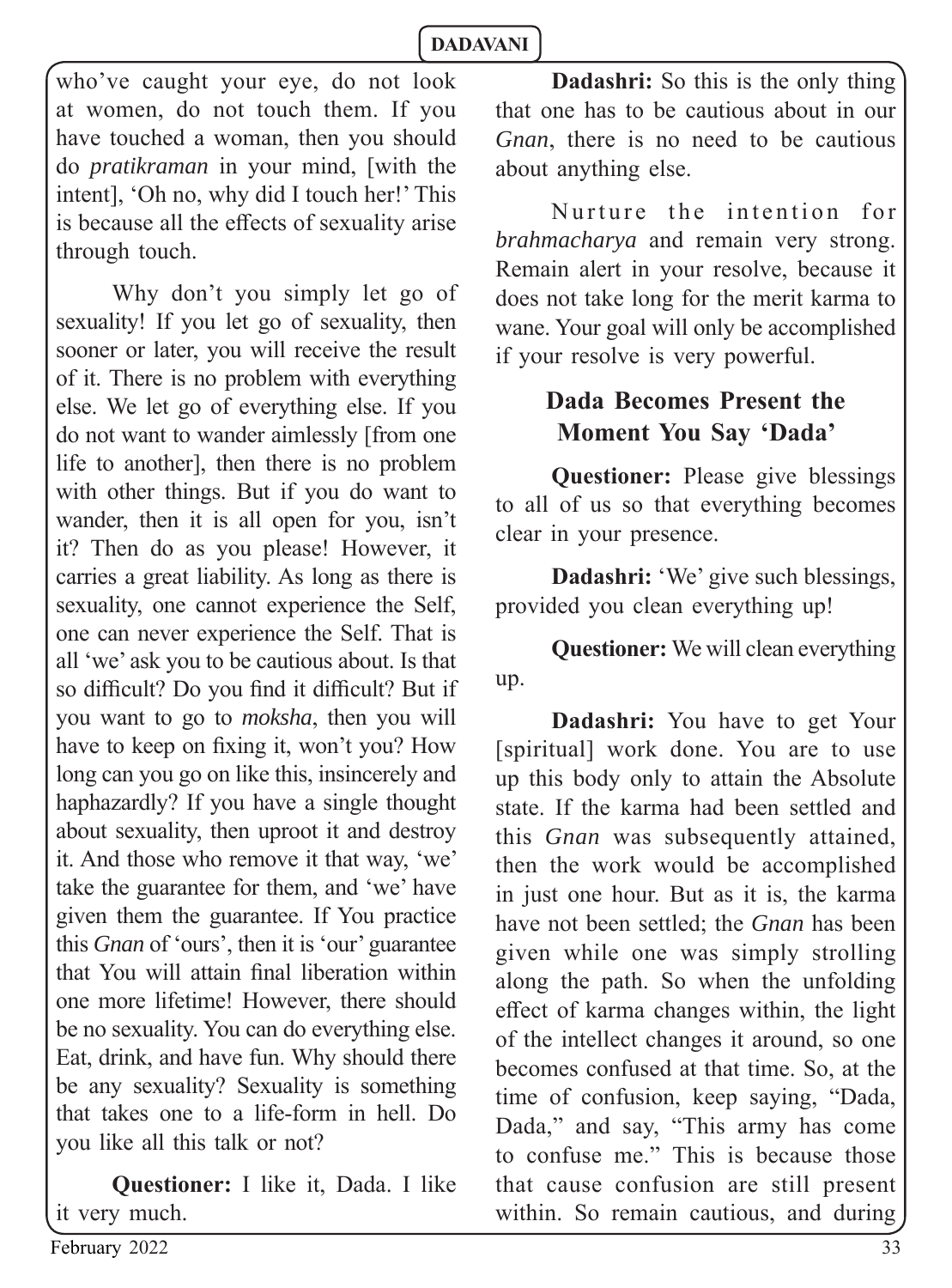who've caught your eye, do not look at women, do not touch them. If you have touched a woman, then you should do *pratikraman* in your mind, [with the intent], 'Oh no, why did I touch her!' This is because all the effects of sexuality arise through touch.

Why don't you simply let go of sexuality! If you let go of sexuality, then sooner or later, you will receive the result of it. There is no problem with everything else. We let go of everything else. If you do not want to wander aimlessly [from one life to another], then there is no problem with other things. But if you do want to wander, then it is all open for you, isn't it? Then do as you please! However, it carries a great liability. As long as there is sexuality, one cannot experience the Self, one can never experience the Self. That is all 'we' ask you to be cautious about. Is that so difficult? Do you find it difficult? But if you want to go to *moksha*, then you will have to keep on fixing it, won't you? How long can you go on like this, insincerely and haphazardly? If you have a single thought about sexuality, then uproot it and destroy it. And those who remove it that way, 'we' take the guarantee for them, and 'we' have given them the guarantee. If You practice this *Gnan* of 'ours', then it is 'our' guarantee that You will attain final liberation within one more lifetime! However, there should be no sexuality. You can do everything else. Eat, drink, and have fun. Why should there be any sexuality? Sexuality is something that takes one to a life-form in hell. Do you like all this talk or not?

**Questioner:** I like it, Dada. I like it very much.

**Dadashri:** So this is the only thing that one has to be cautious about in our *Gnan*, there is no need to be cautious about anything else.

Nurture the intention for *brahmacharya* and remain very strong. Remain alert in your resolve, because it does not take long for the merit karma to wane. Your goal will only be accomplished if your resolve is very powerful.

## Dada Becomes Present the Moment You Say 'Dada'

**Questioner:** Please give blessings to all of us so that everything becomes clear in your presence.

**Dadashri:** 'We' give such blessings, provided you clean everything up!

**Questioner:** We will clean everything up.

**Dadashri:** You have to get Your [spiritual] work done. You are to use up this body only to attain the Absolute state. If the karma had been settled and this *Gnan* was subsequently attained, then the work would be accomplished in just one hour. But as it is, the karma have not been settled; the *Gnan* has been given while one was simply strolling along the path. So when the unfolding effect of karma changes within, the light of the intellect changes it around, so one becomes confused at that time. So, at the time of confusion, keep saying, "Dada, Dada," and say, "This army has come to confuse me." This is because those that cause confusion are still present within. So remain cautious, and during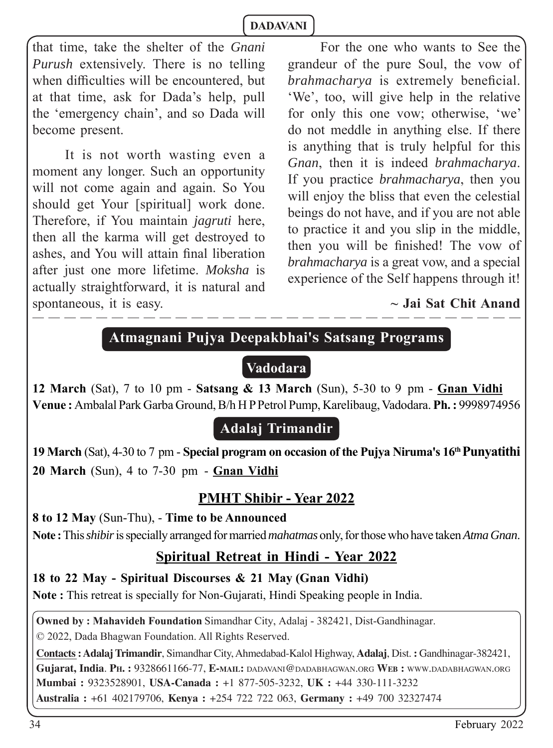that time, take the shelter of the *Gnani Purush* extensively. There is no telling when difficulties will be encountered, but at that time, ask for Dada's help, pull the 'emergency chain', and so Dada will become present.

It is not worth wasting even a moment any longer. Such an opportunity will not come again and again. So You should get Your [spiritual] work done. Therefore, if You maintain *jagruti* here, then all the karma will get destroyed to ashes, and You will attain final liberation after just one more lifetime. *Moksha* is actually straightforward, it is natural and spontaneous, it is easy.

For the one who wants to See the grandeur of the pure Soul, the vow of *brahmacharya* is extremely beneficial. 'We', too, will give help in the relative for only this one vow; otherwise, 'we' do not meddle in anything else. If there is anything that is truly helpful for this *Gnan*, then it is indeed *brahmacharya*. If you practice *brahmacharya*, then you will enjoy the bliss that even the celestial beings do not have, and if you are not able to practice it and you slip in the middle, then you will be finished! The vow of *brahmacharya* is a great vow, and a special experience of the Self happens through it!

**~ Jai Sat Chit Anand**

---

## Atmagnani Pujya Deepakbhai's Satsang Programs

### Vadodara

**12 March** (Sat), 7 to 10 pm - **Satsang & 13 March** (Sun), 5-30 to 9 pm - **Gnan Vidhi**

**Venue :** Ambalal Park Garba Ground, B/h H P Petrol Pump, Karelibaug, Vadodara. **Ph. :** 9998974956

### Adalaj Trimandir

**19 March** (Sat), 4-30 to 7 pm - **Special program on occasion of the Pujya Niruma's 16th Punyatithi**

**20 March** (Sun), 4 to 7-30 pm - **Gnan Vidhi**

### PMHT Shibir - Year 2022

**8 to 12 May** (Sun-Thu), - **Time to be Announced**

**Note :** This *shibir* is specially arranged for married *mahatmas* only, for those who have taken *Atma Gnan*.

### Spiritual Retreat in Hindi - Year 2022

**18 to 22 May - Spiritual Discourses & 21 May (Gnan Vidhi)**

**Note :** This retreat is specially for Non-Gujarati, Hindi Speaking people in India.

---

**Owned by : Mahavideh Foundation** Simandhar City, Adalaj - 382421, Dist-Gandhinagar.

© 2022, Dada Bhagwan Foundation. All Rights Reserved.

**Contacts : Adalaj Trimandir**, Simandhar City, Ahmedabad-Kalol Highway, **Adalaj**, Dist. **:** Gandhinagar-382421, **Gujarat, India**. **Ph. :** 9328661166-77, **E-mail:** dadavani@dadabhagwan.org **Web :** www.dadabhagwan.org

**Mumbai :** 9323528901, **USA-Canada :** +1 877-505-3232, **UK :** +44 330-111-3232

**Australia :** +61 402179706, **Kenya :** +254 722 722 063, **Germany :** +49 700 32327474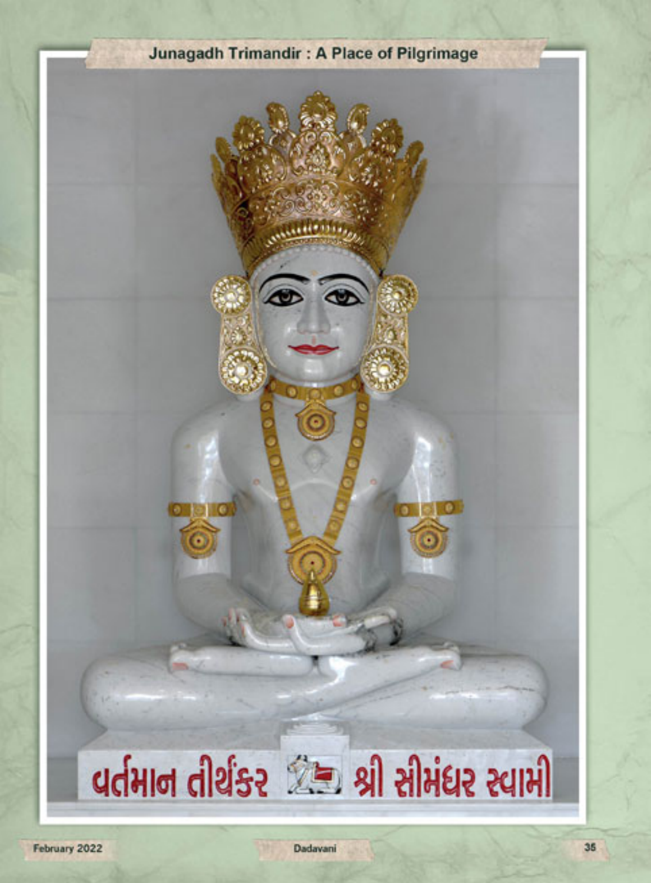## Junagadh Trimandir : A Place of Pilgrimage

વર્તમાન તીર્થંકર શ્રી સીમંધર સ્વામી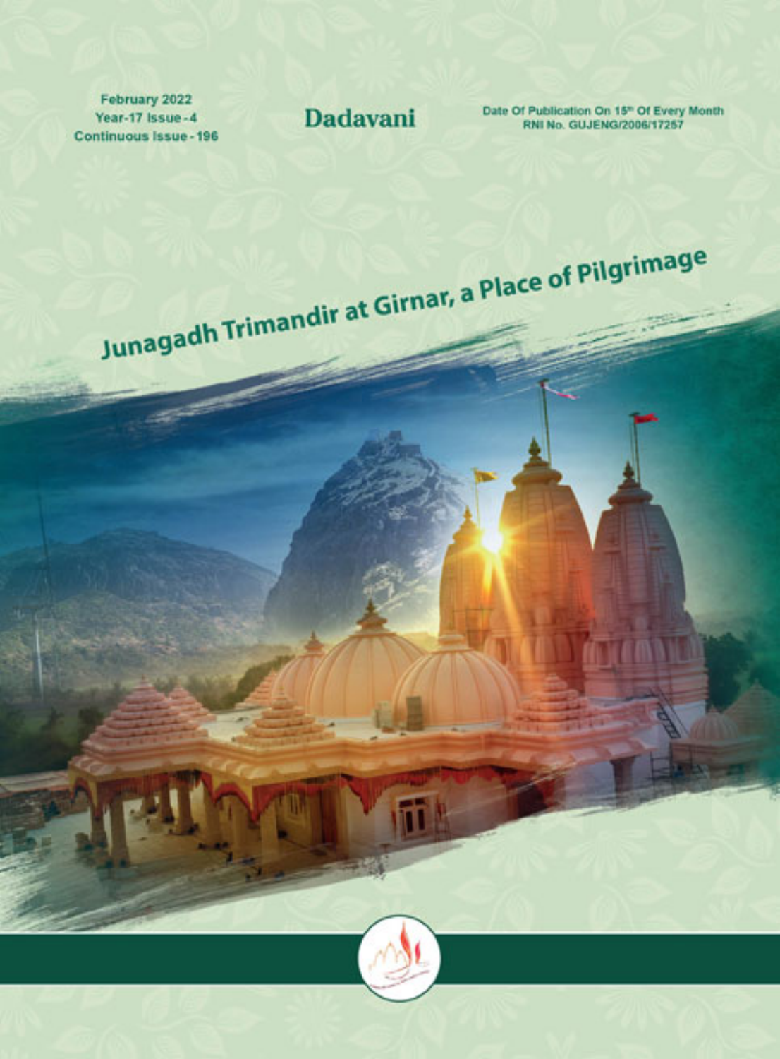February 2022
Year-17 Issue - 4
Continuous Issue - 196

# Dadavani

Date Of Publication On 15th Of Every Month
RNI No. GUJENG/2006/17257

## Junagadh Trimandir at Girnar, a Place of Pilgrimage